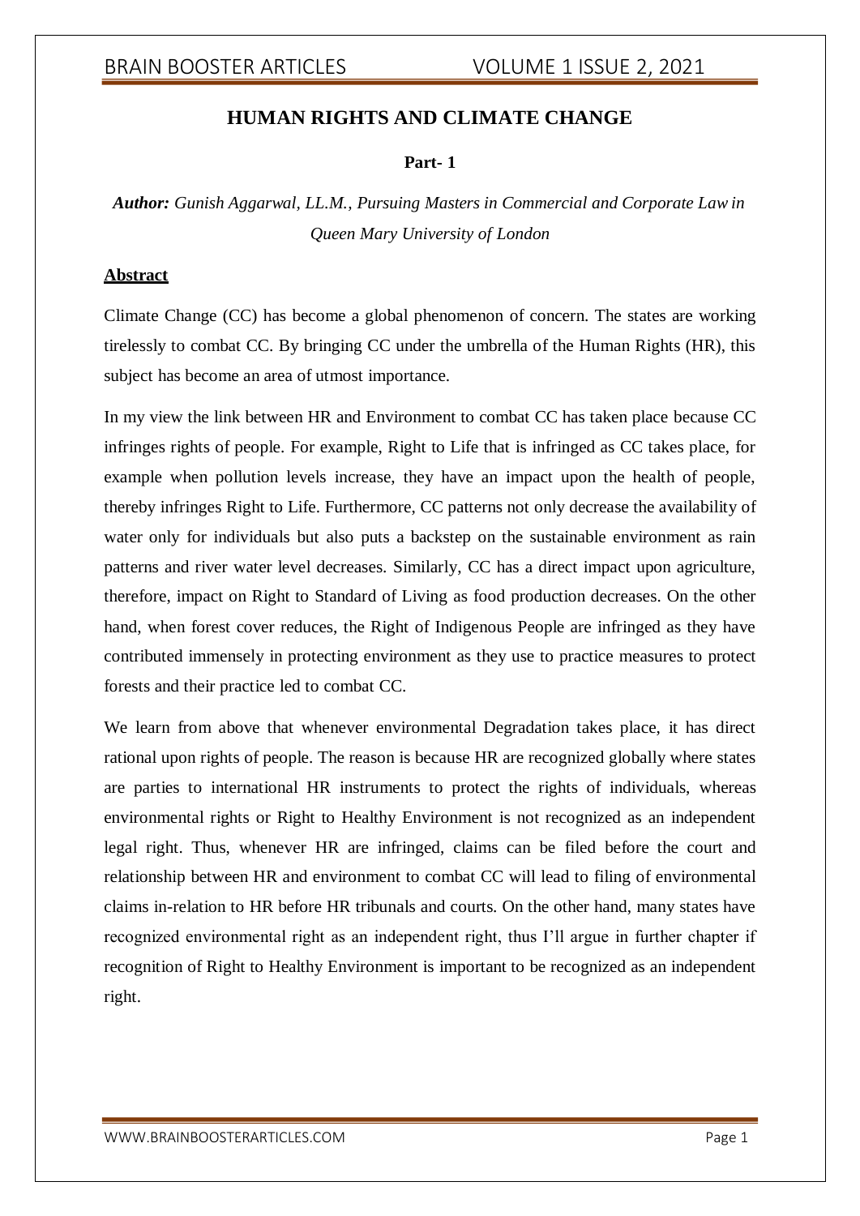# HUMAN RIGHTS AND CLIMATE CHANGE

**Part- 1**

***Author:*** *Gunish Aggarwal, LL.M., Pursuing Masters in Commercial and Corporate Law in Queen Mary University of London*

## Abstract

Climate Change (CC) has become a global phenomenon of concern. The states are working tirelessly to combat CC. By bringing CC under the umbrella of the Human Rights (HR), this subject has become an area of utmost importance.

In my view the link between HR and Environment to combat CC has taken place because CC infringes rights of people. For example, Right to Life that is infringed as CC takes place, for example when pollution levels increase, they have an impact upon the health of people, thereby infringes Right to Life. Furthermore, CC patterns not only decrease the availability of water only for individuals but also puts a backstep on the sustainable environment as rain patterns and river water level decreases. Similarly, CC has a direct impact upon agriculture, therefore, impact on Right to Standard of Living as food production decreases. On the other hand, when forest cover reduces, the Right of Indigenous People are infringed as they have contributed immensely in protecting environment as they use to practice measures to protect forests and their practice led to combat CC.

We learn from above that whenever environmental Degradation takes place, it has direct rational upon rights of people. The reason is because HR are recognized globally where states are parties to international HR instruments to protect the rights of individuals, whereas environmental rights or Right to Healthy Environment is not recognized as an independent legal right. Thus, whenever HR are infringed, claims can be filed before the court and relationship between HR and environment to combat CC will lead to filing of environmental claims in-relation to HR before HR tribunals and courts. On the other hand, many states have recognized environmental right as an independent right, thus I'll argue in further chapter if recognition of Right to Healthy Environment is important to be recognized as an independent right.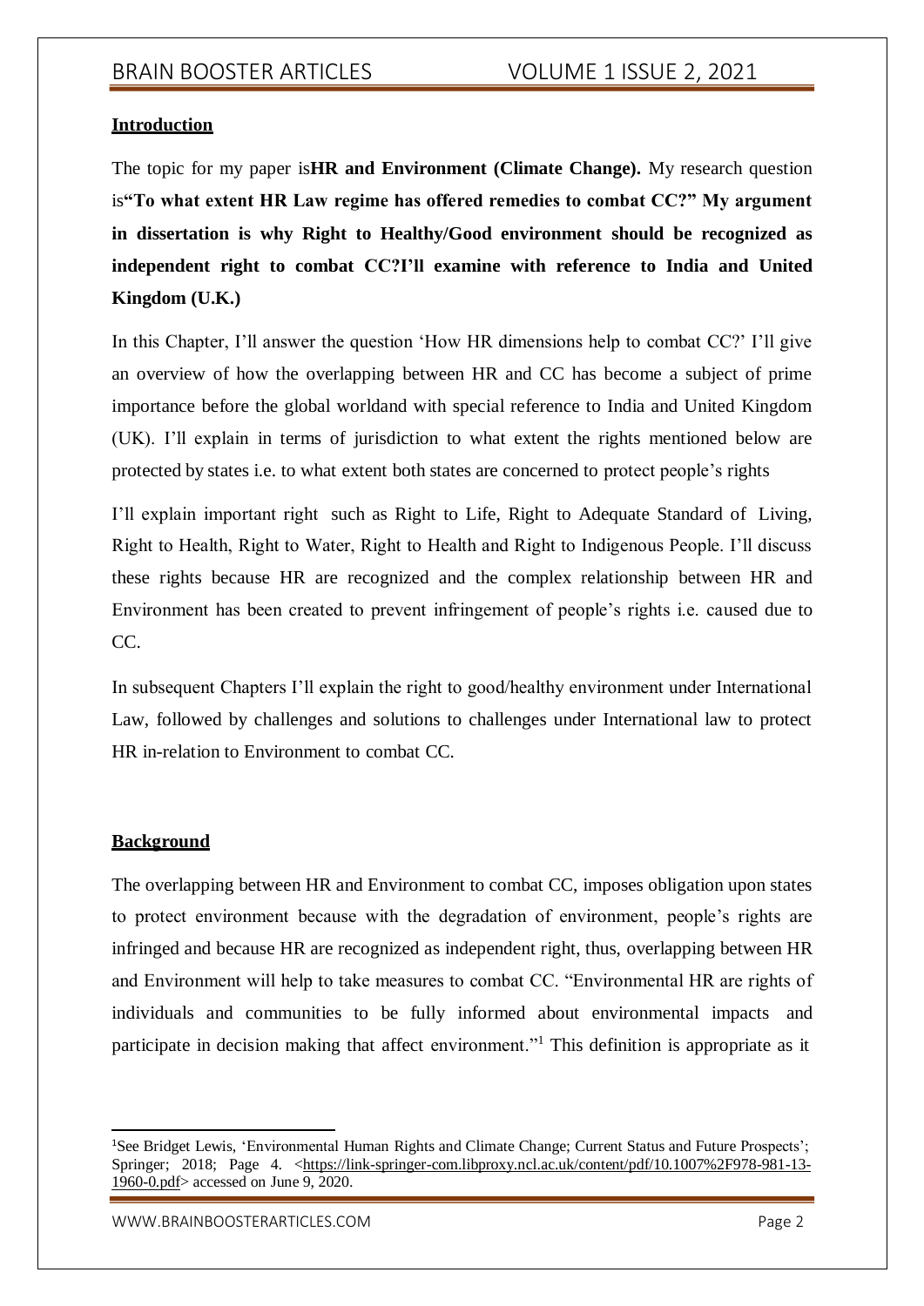**Introduction**

The topic for my paper is**HR and Environment (Climate Change).** My research question is**"To what extent HR Law regime has offered remedies to combat CC?" My argument in dissertation is why Right to Healthy/Good environment should be recognized as independent right to combat CC?I'll examine with reference to India and United Kingdom (U.K.)**

In this Chapter, I'll answer the question 'How HR dimensions help to combat CC?' I'll give an overview of how the overlapping between HR and CC has become a subject of prime importance before the global worldand with special reference to India and United Kingdom (UK). I'll explain in terms of jurisdiction to what extent the rights mentioned below are protected by states i.e. to what extent both states are concerned to protect people's rights

I'll explain important right such as Right to Life, Right to Adequate Standard of Living, Right to Health, Right to Water, Right to Health and Right to Indigenous People. I'll discuss these rights because HR are recognized and the complex relationship between HR and Environment has been created to prevent infringement of people's rights i.e. caused due to CC.

In subsequent Chapters I'll explain the right to good/healthy environment under International Law, followed by challenges and solutions to challenges under International law to protect HR in-relation to Environment to combat CC.

**Background**

The overlapping between HR and Environment to combat CC, imposes obligation upon states to protect environment because with the degradation of environment, people's rights are infringed and because HR are recognized as independent right, thus, overlapping between HR and Environment will help to take measures to combat CC. "Environmental HR are rights of individuals and communities to be fully informed about environmental impacts and participate in decision making that affect environment."[1] This definition is appropriate as it

[1]See Bridget Lewis, 'Environmental Human Rights and Climate Change; Current Status and Future Prospects'; Springer; 2018; Page 4. <https://link-springer-com.libproxy.ncl.ac.uk/content/pdf/10.1007%2F978-981-13-1960-0.pdf> accessed on June 9, 2020.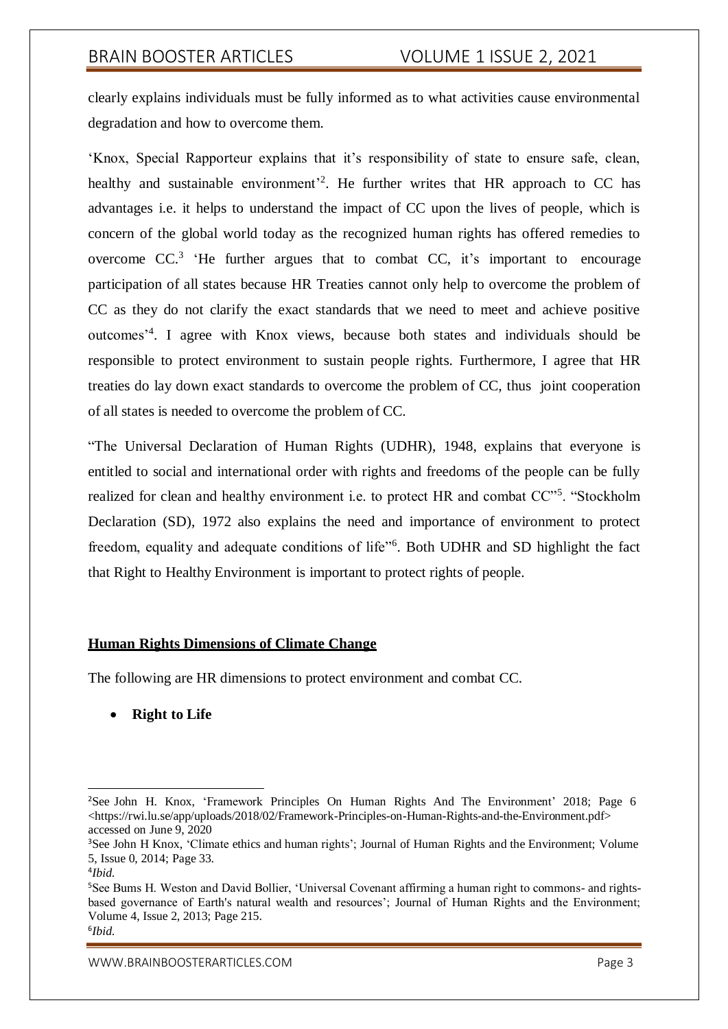clearly explains individuals must be fully informed as to what activities cause environmental degradation and how to overcome them.

'Knox, Special Rapporteur explains that it's responsibility of state to ensure safe, clean, healthy and sustainable environment'[2]. He further writes that HR approach to CC has advantages i.e. it helps to understand the impact of CC upon the lives of people, which is concern of the global world today as the recognized human rights has offered remedies to overcome CC.[3] 'He further argues that to combat CC, it's important to encourage participation of all states because HR Treaties cannot only help to overcome the problem of CC as they do not clarify the exact standards that we need to meet and achieve positive outcomes'[4]. I agree with Knox views, because both states and individuals should be responsible to protect environment to sustain people rights. Furthermore, I agree that HR treaties do lay down exact standards to overcome the problem of CC, thus joint cooperation of all states is needed to overcome the problem of CC.

"The Universal Declaration of Human Rights (UDHR), 1948, explains that everyone is entitled to social and international order with rights and freedoms of the people can be fully realized for clean and healthy environment i.e. to protect HR and combat CC"[5]. "Stockholm Declaration (SD), 1972 also explains the need and importance of environment to protect freedom, equality and adequate conditions of life"[6]. Both UDHR and SD highlight the fact that Right to Healthy Environment is important to protect rights of people.

## Human Rights Dimensions of Climate Change

The following are HR dimensions to protect environment and combat CC.

- **Right to Life**

---

[2]See John H. Knox, 'Framework Principles On Human Rights And The Environment' 2018; Page 6 <https://rwi.lu.se/app/uploads/2018/02/Framework-Principles-on-Human-Rights-and-the-Environment.pdf> accessed on June 9, 2020

[3]See John H Knox, 'Climate ethics and human rights'; Journal of Human Rights and the Environment; Volume 5, Issue 0, 2014; Page 33.

[4]*Ibid.*

[5]See Bums H. Weston and David Bollier, 'Universal Covenant affirming a human right to commons- and rights-based governance of Earth's natural wealth and resources'; Journal of Human Rights and the Environment; Volume 4, Issue 2, 2013; Page 215.

[6]*Ibid.*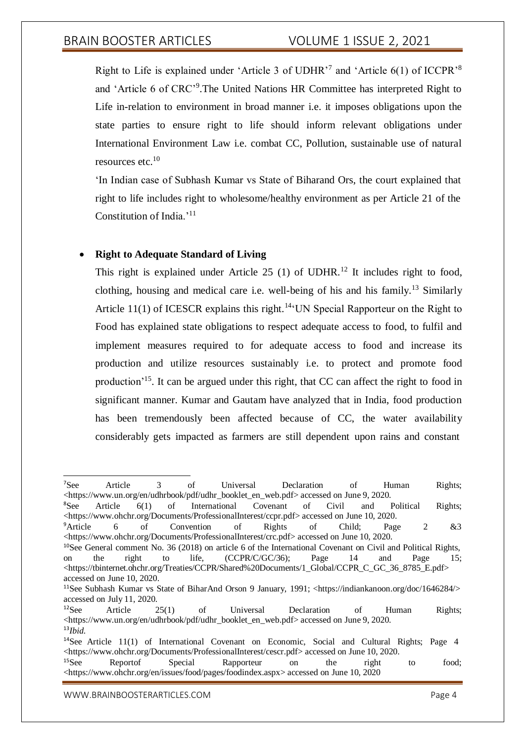Right to Life is explained under 'Article 3 of UDHR'[7] and 'Article 6(1) of ICCPR'[8] and 'Article 6 of CRC'[9].The United Nations HR Committee has interpreted Right to Life in-relation to environment in broad manner i.e. it imposes obligations upon the state parties to ensure right to life should inform relevant obligations under International Environment Law i.e. combat CC, Pollution, sustainable use of natural resources etc.[10]

'In Indian case of Subhash Kumar vs State of Biharand Ors, the court explained that right to life includes right to wholesome/healthy environment as per Article 21 of the Constitution of India.'[11]

- **Right to Adequate Standard of Living**

  This right is explained under Article 25 (1) of UDHR.[12] It includes right to food, clothing, housing and medical care i.e. well-being of his and his family.[13] Similarly Article 11(1) of ICESCR explains this right.[14]'UN Special Rapporteur on the Right to Food has explained state obligations to respect adequate access to food, to fulfil and implement measures required to for adequate access to food and increase its production and utilize resources sustainably i.e. to protect and promote food production'[15]. It can be argued under this right, that CC can affect the right to food in significant manner. Kumar and Gautam have analyzed that in India, food production has been tremendously been affected because of CC, the water availability considerably gets impacted as farmers are still dependent upon rains and constant

---

[7]See Article 3 of Universal Declaration of Human Rights; <https://www.un.org/en/udhrbook/pdf/udhr_booklet_en_web.pdf> accessed on June 9, 2020.

[8]See Article 6(1) of International Covenant of Civil and Political Rights; <https://www.ohchr.org/Documents/ProfessionalInterest/ccpr.pdf> accessed on June 10, 2020.

[9]Article 6 of Convention of Rights of Child; Page 2 &3 <https://www.ohchr.org/Documents/ProfessionalInterest/crc.pdf> accessed on June 10, 2020.

[10]See General comment No. 36 (2018) on article 6 of the International Covenant on Civil and Political Rights, on the right to life, (CCPR/C/GC/36); Page 14 and Page 15; <https://tbinternet.ohchr.org/Treaties/CCPR/Shared%20Documents/1_Global/CCPR_C_GC_36_8785_E.pdf> accessed on June 10, 2020.

[11]See Subhash Kumar vs State of BiharAnd Orson 9 January, 1991; <https://indiankanoon.org/doc/1646284/> accessed on July 11, 2020.

[12]See Article 25(1) of Universal Declaration of Human Rights; <https://www.un.org/en/udhrbook/pdf/udhr_booklet_en_web.pdf> accessed on June 9, 2020.

[13]*Ibid.*

[14]See Article 11(1) of International Covenant on Economic, Social and Cultural Rights; Page 4 <https://www.ohchr.org/Documents/ProfessionalInterest/cescr.pdf> accessed on June 10, 2020.

[15]See Reportof Special Rapporteur on the right to food; <https://www.ohchr.org/en/issues/food/pages/foodindex.aspx> accessed on June 10, 2020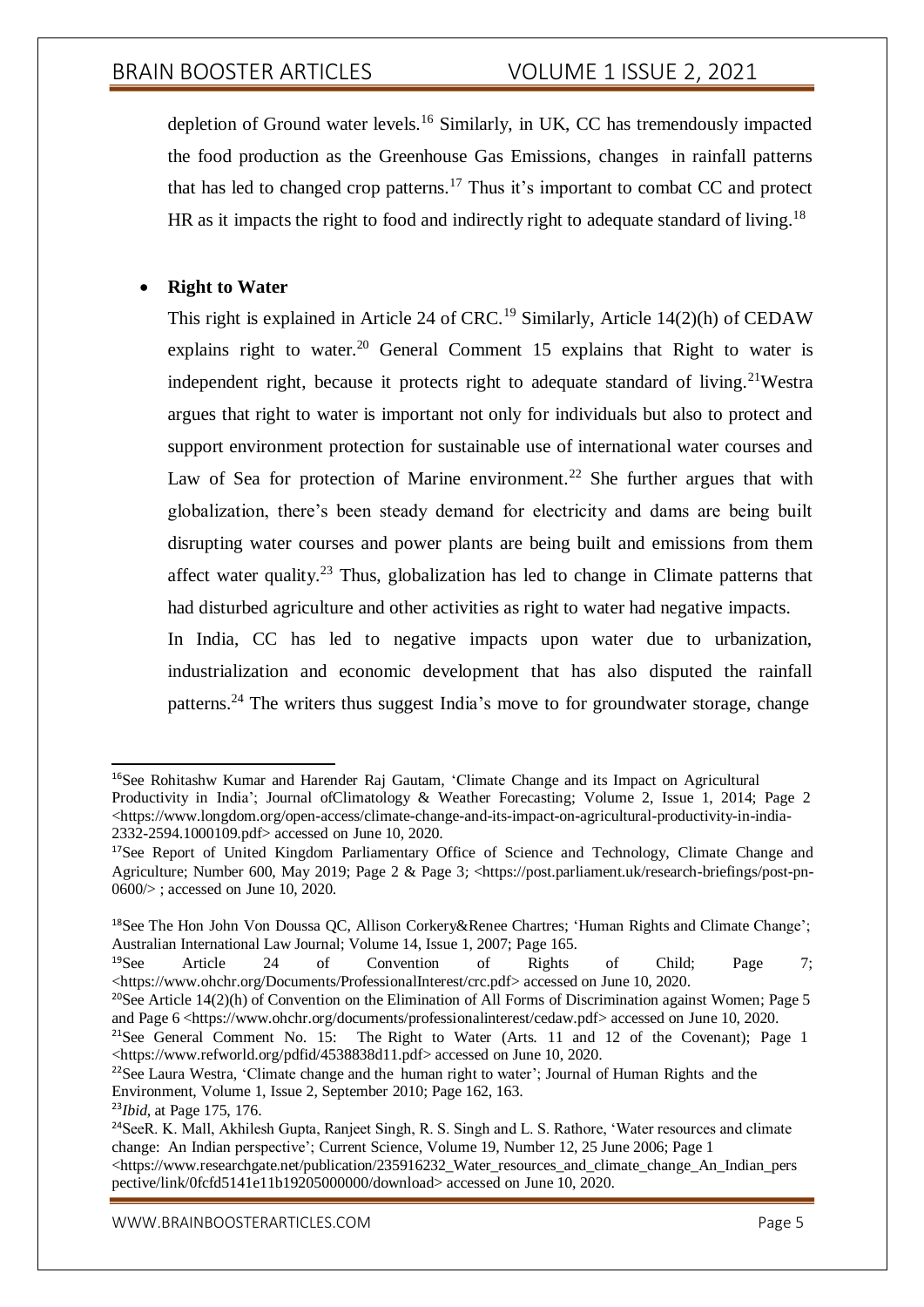depletion of Ground water levels.[16] Similarly, in UK, CC has tremendously impacted the food production as the Greenhouse Gas Emissions, changes in rainfall patterns that has led to changed crop patterns.[17] Thus it's important to combat CC and protect HR as it impacts the right to food and indirectly right to adequate standard of living.[18]

- **Right to Water**

This right is explained in Article 24 of CRC.[19] Similarly, Article 14(2)(h) of CEDAW explains right to water.[20] General Comment 15 explains that Right to water is independent right, because it protects right to adequate standard of living.[21]Westra argues that right to water is important not only for individuals but also to protect and support environment protection for sustainable use of international water courses and Law of Sea for protection of Marine environment.[22] She further argues that with globalization, there's been steady demand for electricity and dams are being built disrupting water courses and power plants are being built and emissions from them affect water quality.[23] Thus, globalization has led to change in Climate patterns that had disturbed agriculture and other activities as right to water had negative impacts.

In India, CC has led to negative impacts upon water due to urbanization, industrialization and economic development that has also disputed the rainfall patterns.[24] The writers thus suggest India's move to for groundwater storage, change

---

[16]See Rohitashw Kumar and Harender Raj Gautam, 'Climate Change and its Impact on Agricultural Productivity in India'; Journal ofClimatology & Weather Forecasting; Volume 2, Issue 1, 2014; Page 2 <https://www.longdom.org/open-access/climate-change-and-its-impact-on-agricultural-productivity-in-india-2332-2594.1000109.pdf> accessed on June 10, 2020.

[17]See Report of United Kingdom Parliamentary Office of Science and Technology, Climate Change and Agriculture; Number 600, May 2019; Page 2 & Page 3; <https://post.parliament.uk/research-briefings/post-pn-0600/> ; accessed on June 10, 2020.

[18]See The Hon John Von Doussa QC, Allison Corkery&Renee Chartres; 'Human Rights and Climate Change'; Australian International Law Journal; Volume 14, Issue 1, 2007; Page 165.

[19]See Article 24 of Convention of Rights of Child; Page 7; <https://www.ohchr.org/Documents/ProfessionalInterest/crc.pdf> accessed on June 10, 2020.

[20]See Article 14(2)(h) of Convention on the Elimination of All Forms of Discrimination against Women; Page 5 and Page 6 <https://www.ohchr.org/documents/professionalinterest/cedaw.pdf> accessed on June 10, 2020.

[21]See General Comment No. 15: The Right to Water (Arts. 11 and 12 of the Covenant); Page 1 <https://www.refworld.org/pdfid/4538838d11.pdf> accessed on June 10, 2020.

[22]See Laura Westra, 'Climate change and the human right to water'; Journal of Human Rights and the Environment, Volume 1, Issue 2, September 2010; Page 162, 163.

[23]*Ibid*, at Page 175, 176.

[24]SeeR. K. Mall, Akhilesh Gupta, Ranjeet Singh, R. S. Singh and L. S. Rathore, 'Water resources and climate change: An Indian perspective'; Current Science, Volume 19, Number 12, 25 June 2006; Page 1 <https://www.researchgate.net/publication/235916232_Water_resources_and_climate_change_An_Indian_perspective/link/0fcfd5141e11b19205000000/download> accessed on June 10, 2020.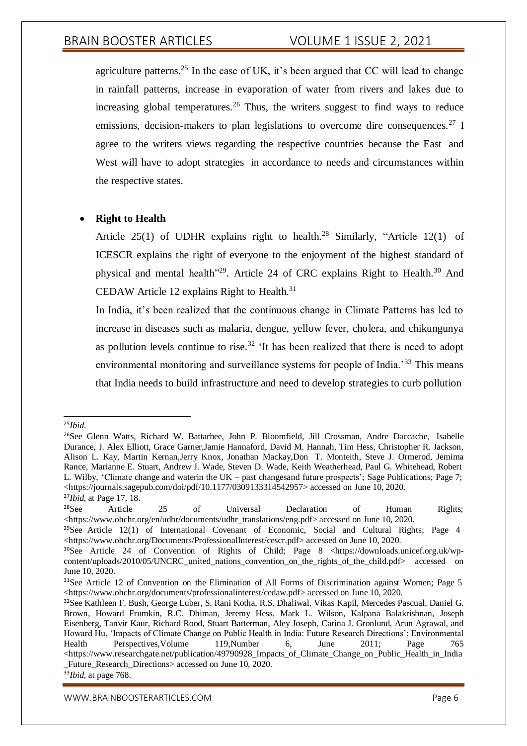agriculture patterns.[25] In the case of UK, it's been argued that CC will lead to change in rainfall patterns, increase in evaporation of water from rivers and lakes due to increasing global temperatures.[26] Thus, the writers suggest to find ways to reduce emissions, decision-makers to plan legislations to overcome dire consequences.[27] I agree to the writers views regarding the respective countries because the East and West will have to adopt strategies in accordance to needs and circumstances within the respective states.

- **Right to Health**

  Article 25(1) of UDHR explains right to health.[28] Similarly, "Article 12(1) of ICESCR explains the right of everyone to the enjoyment of the highest standard of physical and mental health"[29]. Article 24 of CRC explains Right to Health.[30] And CEDAW Article 12 explains Right to Health.[31]

  In India, it's been realized that the continuous change in Climate Patterns has led to increase in diseases such as malaria, dengue, yellow fever, cholera, and chikungunya as pollution levels continue to rise.[32] 'It has been realized that there is need to adopt environmental monitoring and surveillance systems for people of India.'[33] This means that India needs to build infrastructure and need to develop strategies to curb pollution

---

[25] *Ibid.*

[26] See Glenn Watts, Richard W. Battarbee, John P. Bloomfield, Jill Crossman, Andre Daccache, Isabelle Durance, J. Alex Elliott, Grace Garner,Jamie Hannaford, David M. Hannah, Tim Hess, Christopher R. Jackson, Alison L. Kay, Martin Kernan,Jerry Knox, Jonathan Mackay,Don T. Monteith, Steve J. Ormerod, Jemima Rance, Marianne E. Stuart, Andrew J. Wade, Steven D. Wade, Keith Weatherhead, Paul G. Whitehead, Robert L. Wilby, 'Climate change and waterin the UK – past changesand future prospects'; Sage Publications; Page 7; <https://journals.sagepub.com/doi/pdf/10.1177/0309133314542957> accessed on June 10, 2020.

[27] *Ibid*, at Page 17, 18.

[28] See Article 25 of Universal Declaration of Human Rights; <https://www.ohchr.org/en/udhr/documents/udhr_translations/eng.pdf> accessed on June 10, 2020.

[29] See Article 12(1) of International Covenant of Economic, Social and Cultural Rights; Page 4 <https://www.ohchr.org/Documents/ProfessionalInterest/cescr.pdf> accessed on June 10, 2020.

[30] See Article 24 of Convention of Rights of Child; Page 8 <https://downloads.unicef.org.uk/wp-content/uploads/2010/05/UNCRC_united_nations_convention_on_the_rights_of_the_child.pdf> accessed on June 10, 2020.

[31] See Article 12 of Convention on the Elimination of All Forms of Discrimination against Women; Page 5 <https://www.ohchr.org/documents/professionalinterest/cedaw.pdf> accessed on June 10, 2020.

[32] See Kathleen F. Bush, George Luber, S. Rani Kotha, R.S. Dhaliwal, Vikas Kapil, Mercedes Pascual, Daniel G. Brown, Howard Frumkin, R.C. Dhiman, Jeremy Hess, Mark L. Wilson, Kalpana Balakrishnan, Joseph Eisenberg, Tanvir Kaur, Richard Rood, Stuart Batterman, Aley Joseph, Carina J. Gronlund, Arun Agrawal, and Howard Hu, 'Impacts of Climate Change on Public Health in India: Future Research Directions'; Environmental Health Perspectives,Volume 119,Number 6, June 2011; Page 765 <https://www.researchgate.net/publication/49790928_Impacts_of_Climate_Change_on_Public_Health_in_India_Future_Research_Directions> accessed on June 10, 2020.

[33] *Ibid*, at page 768.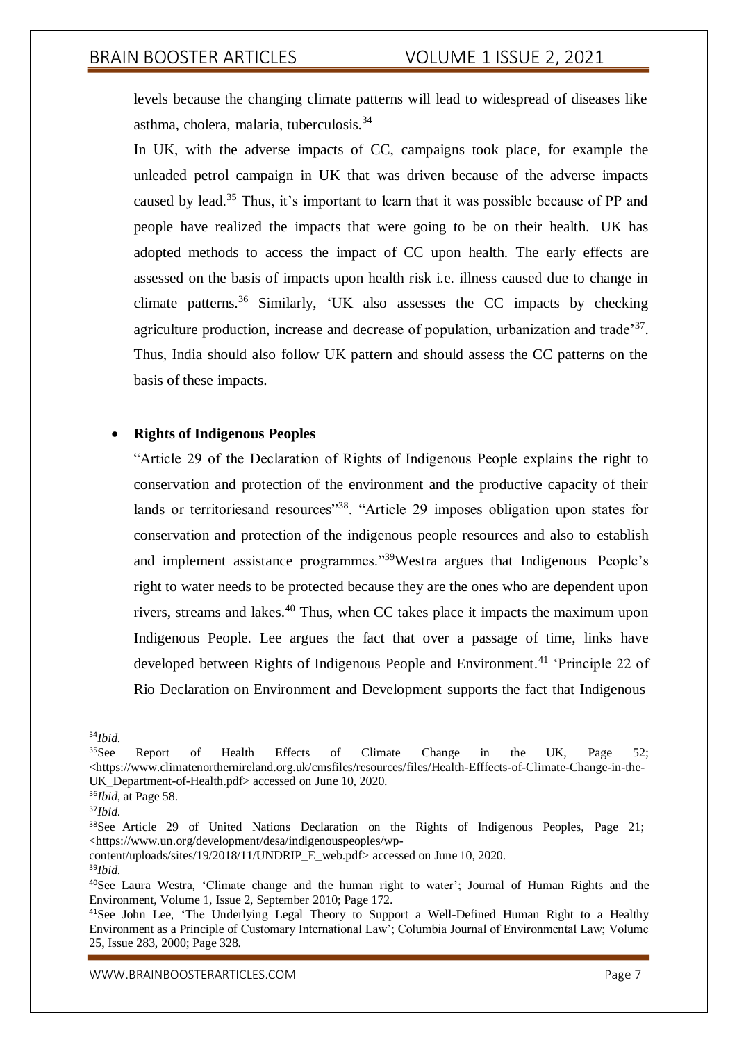levels because the changing climate patterns will lead to widespread of diseases like asthma, cholera, malaria, tuberculosis.[34]

In UK, with the adverse impacts of CC, campaigns took place, for example the unleaded petrol campaign in UK that was driven because of the adverse impacts caused by lead.[35] Thus, it's important to learn that it was possible because of PP and people have realized the impacts that were going to be on their health. UK has adopted methods to access the impact of CC upon health. The early effects are assessed on the basis of impacts upon health risk i.e. illness caused due to change in climate patterns.[36] Similarly, 'UK also assesses the CC impacts by checking agriculture production, increase and decrease of population, urbanization and trade'[37]. Thus, India should also follow UK pattern and should assess the CC patterns on the basis of these impacts.

- **Rights of Indigenous Peoples**

"Article 29 of the Declaration of Rights of Indigenous People explains the right to conservation and protection of the environment and the productive capacity of their lands or territoriesand resources"[38]. "Article 29 imposes obligation upon states for conservation and protection of the indigenous people resources and also to establish and implement assistance programmes."[39]Westra argues that Indigenous People's right to water needs to be protected because they are the ones who are dependent upon rivers, streams and lakes.[40] Thus, when CC takes place it impacts the maximum upon Indigenous People. Lee argues the fact that over a passage of time, links have developed between Rights of Indigenous People and Environment.[41] 'Principle 22 of Rio Declaration on Environment and Development supports the fact that Indigenous

---

[34] *Ibid.*

[35] See Report of Health Effects of Climate Change in the UK, Page 52; <https://www.climatenorthernireland.org.uk/cmsfiles/resources/files/Health-Efffects-of-Climate-Change-in-the-UK_Department-of-Health.pdf> accessed on June 10, 2020.

[36] *Ibid*, at Page 58.

[37] *Ibid.*

[38] See Article 29 of United Nations Declaration on the Rights of Indigenous Peoples, Page 21; <https://www.un.org/development/desa/indigenouspeoples/wp-content/uploads/sites/19/2018/11/UNDRIP_E_web.pdf> accessed on June 10, 2020.

[39] *Ibid.*

[40] See Laura Westra, 'Climate change and the human right to water'; Journal of Human Rights and the Environment, Volume 1, Issue 2, September 2010; Page 172.

[41] See John Lee, 'The Underlying Legal Theory to Support a Well-Defined Human Right to a Healthy Environment as a Principle of Customary International Law'; Columbia Journal of Environmental Law; Volume 25, Issue 283, 2000; Page 328.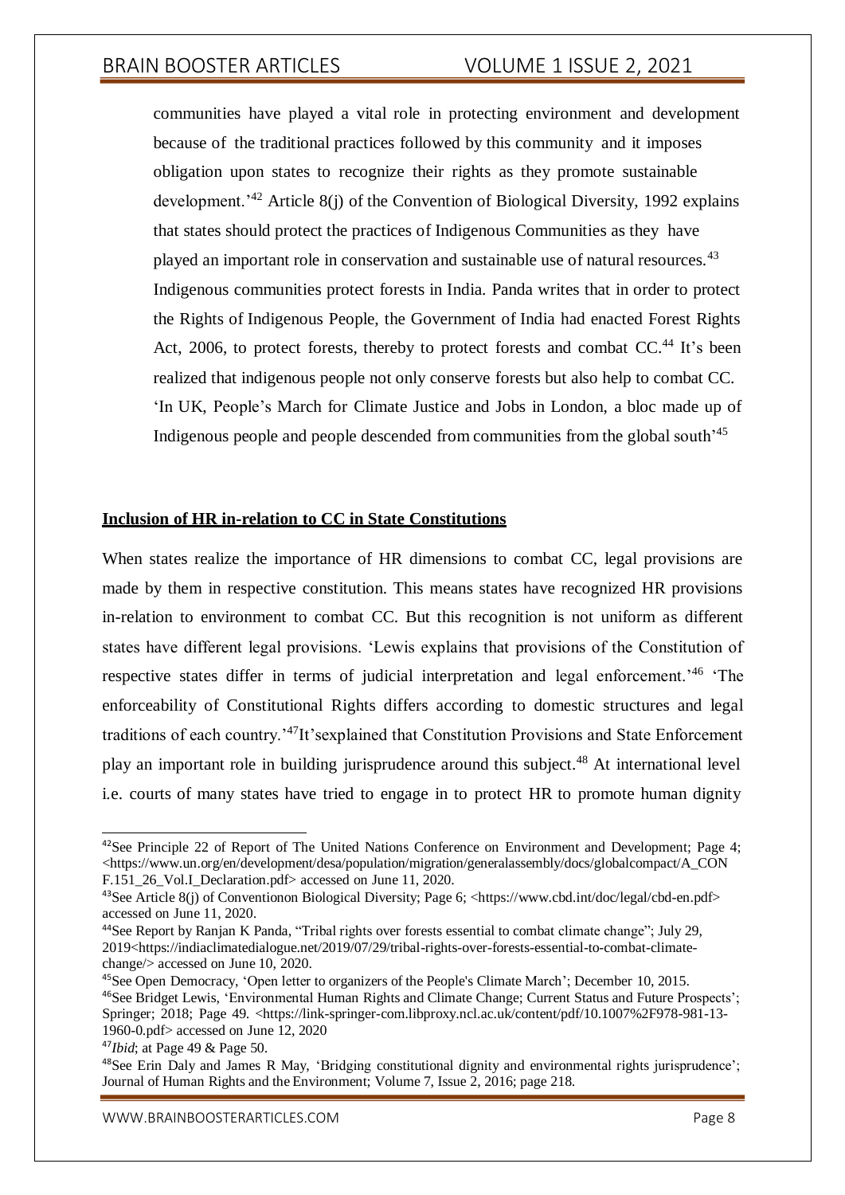communities have played a vital role in protecting environment and development because of the traditional practices followed by this community and it imposes obligation upon states to recognize their rights as they promote sustainable development.'[42] Article 8(j) of the Convention of Biological Diversity, 1992 explains that states should protect the practices of Indigenous Communities as they have played an important role in conservation and sustainable use of natural resources.[43] Indigenous communities protect forests in India. Panda writes that in order to protect the Rights of Indigenous People, the Government of India had enacted Forest Rights Act, 2006, to protect forests, thereby to protect forests and combat CC.[44] It's been realized that indigenous people not only conserve forests but also help to combat CC. 'In UK, People's March for Climate Justice and Jobs in London, a bloc made up of Indigenous people and people descended from communities from the global south'[45]

**Inclusion of HR in-relation to CC in State Constitutions**

When states realize the importance of HR dimensions to combat CC, legal provisions are made by them in respective constitution. This means states have recognized HR provisions in-relation to environment to combat CC. But this recognition is not uniform as different states have different legal provisions. 'Lewis explains that provisions of the Constitution of respective states differ in terms of judicial interpretation and legal enforcement.'[46] 'The enforceability of Constitutional Rights differs according to domestic structures and legal traditions of each country.'[47]It'sexplained that Constitution Provisions and State Enforcement play an important role in building jurisprudence around this subject.[48] At international level i.e. courts of many states have tried to engage in to protect HR to promote human dignity

---

[42]See Principle 22 of Report of The United Nations Conference on Environment and Development; Page 4; <https://www.un.org/en/development/desa/population/migration/generalassembly/docs/globalcompact/A_CONF.151_26_Vol.I_Declaration.pdf> accessed on June 11, 2020.

[43]See Article 8(j) of Conventionon Biological Diversity; Page 6; <https://www.cbd.int/doc/legal/cbd-en.pdf> accessed on June 11, 2020.

[44]See Report by Ranjan K Panda, "Tribal rights over forests essential to combat climate change"; July 29, 2019<https://indiaclimatedialogue.net/2019/07/29/tribal-rights-over-forests-essential-to-combat-climate-change/> accessed on June 10, 2020.

[45]See Open Democracy, 'Open letter to organizers of the People's Climate March'; December 10, 2015.

[46]See Bridget Lewis, 'Environmental Human Rights and Climate Change; Current Status and Future Prospects'; Springer; 2018; Page 49. <https://link-springer-com.libproxy.ncl.ac.uk/content/pdf/10.1007%2F978-981-13-1960-0.pdf> accessed on June 12, 2020

[47]*Ibid*; at Page 49 & Page 50.

[48]See Erin Daly and James R May, 'Bridging constitutional dignity and environmental rights jurisprudence'; Journal of Human Rights and the Environment; Volume 7, Issue 2, 2016; page 218.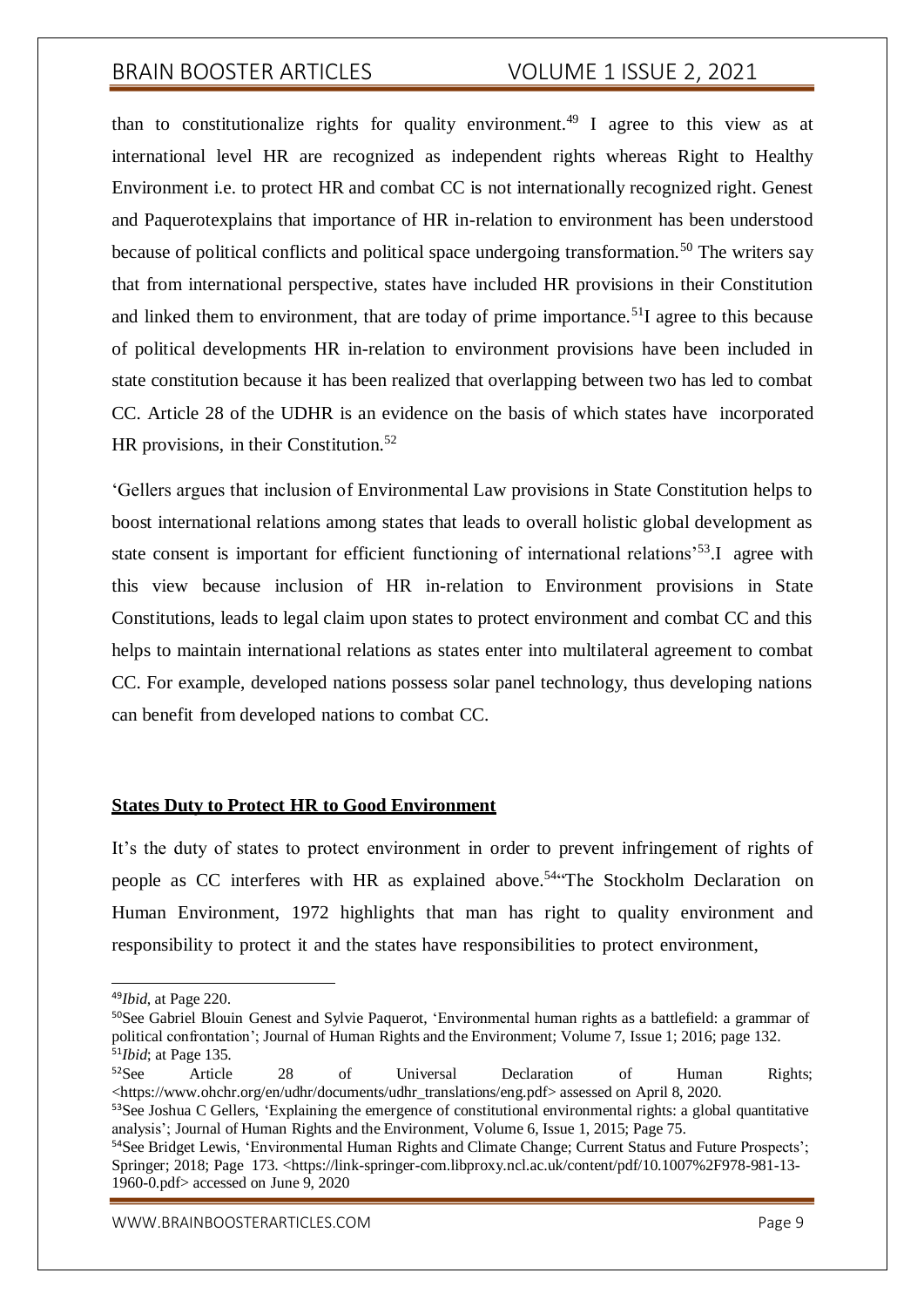than to constitutionalize rights for quality environment.[49] I agree to this view as at international level HR are recognized as independent rights whereas Right to Healthy Environment i.e. to protect HR and combat CC is not internationally recognized right. Genest and Paquerotexplains that importance of HR in-relation to environment has been understood because of political conflicts and political space undergoing transformation.[50] The writers say that from international perspective, states have included HR provisions in their Constitution and linked them to environment, that are today of prime importance.[51]I agree to this because of political developments HR in-relation to environment provisions have been included in state constitution because it has been realized that overlapping between two has led to combat CC. Article 28 of the UDHR is an evidence on the basis of which states have incorporated HR provisions, in their Constitution.[52]

'Gellers argues that inclusion of Environmental Law provisions in State Constitution helps to boost international relations among states that leads to overall holistic global development as state consent is important for efficient functioning of international relations'[53].I agree with this view because inclusion of HR in-relation to Environment provisions in State Constitutions, leads to legal claim upon states to protect environment and combat CC and this helps to maintain international relations as states enter into multilateral agreement to combat CC. For example, developed nations possess solar panel technology, thus developing nations can benefit from developed nations to combat CC.

**States Duty to Protect HR to Good Environment**

It's the duty of states to protect environment in order to prevent infringement of rights of people as CC interferes with HR as explained above.[54]"The Stockholm Declaration on Human Environment, 1972 highlights that man has right to quality environment and responsibility to protect it and the states have responsibilities to protect environment,

---

[49]*Ibid*, at Page 220.

[50]See Gabriel Blouin Genest and Sylvie Paquerot, 'Environmental human rights as a battlefield: a grammar of political confrontation'; Journal of Human Rights and the Environment; Volume 7, Issue 1; 2016; page 132.

[51]*Ibid*; at Page 135.

[52]See Article 28 of Universal Declaration of Human Rights; <https://www.ohchr.org/en/udhr/documents/udhr_translations/eng.pdf> assessed on April 8, 2020.

[53]See Joshua C Gellers, 'Explaining the emergence of constitutional environmental rights: a global quantitative analysis'; Journal of Human Rights and the Environment, Volume 6, Issue 1, 2015; Page 75.

[54]See Bridget Lewis, 'Environmental Human Rights and Climate Change; Current Status and Future Prospects'; Springer; 2018; Page 173. <https://link-springer-com.libproxy.ncl.ac.uk/content/pdf/10.1007%2F978-981-13-1960-0.pdf> accessed on June 9, 2020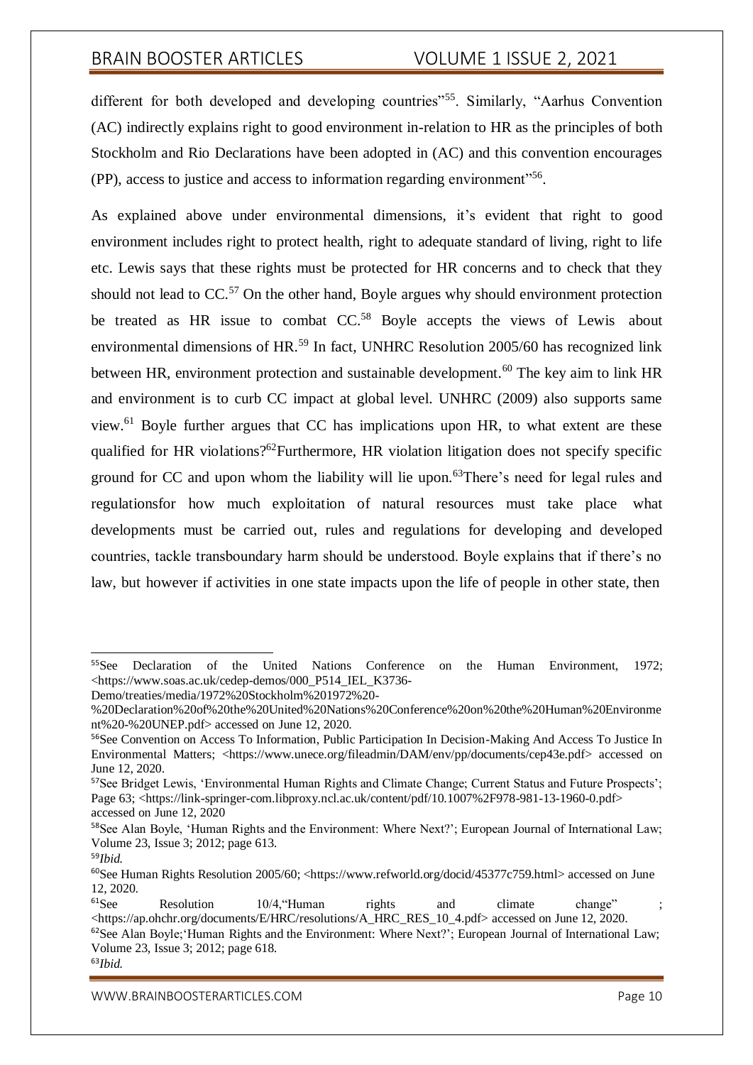different for both developed and developing countries"[55]. Similarly, "Aarhus Convention (AC) indirectly explains right to good environment in-relation to HR as the principles of both Stockholm and Rio Declarations have been adopted in (AC) and this convention encourages (PP), access to justice and access to information regarding environment"[56].

As explained above under environmental dimensions, it's evident that right to good environment includes right to protect health, right to adequate standard of living, right to life etc. Lewis says that these rights must be protected for HR concerns and to check that they should not lead to CC.[57] On the other hand, Boyle argues why should environment protection be treated as HR issue to combat CC.[58] Boyle accepts the views of Lewis about environmental dimensions of HR.[59] In fact, UNHRC Resolution 2005/60 has recognized link between HR, environment protection and sustainable development.[60] The key aim to link HR and environment is to curb CC impact at global level. UNHRC (2009) also supports same view.[61] Boyle further argues that CC has implications upon HR, to what extent are these qualified for HR violations?[62]Furthermore, HR violation litigation does not specify specific ground for CC and upon whom the liability will lie upon.[63]There's need for legal rules and regulationsfor how much exploitation of natural resources must take place what developments must be carried out, rules and regulations for developing and developed countries, tackle transboundary harm should be understood. Boyle explains that if there's no law, but however if activities in one state impacts upon the life of people in other state, then

---

[55]See Declaration of the United Nations Conference on the Human Environment, 1972; <https://www.soas.ac.uk/cedep-demos/000_P514_IEL_K3736-Demo/treaties/media/1972%20Stockholm%201972%20-%20Declaration%20of%20the%20United%20Nations%20Conference%20on%20the%20Human%20Environment%20-%20UNEP.pdf> accessed on June 12, 2020.

[56]See Convention on Access To Information, Public Participation In Decision-Making And Access To Justice In Environmental Matters; <https://www.unece.org/fileadmin/DAM/env/pp/documents/cep43e.pdf> accessed on June 12, 2020.

[57]See Bridget Lewis, 'Environmental Human Rights and Climate Change; Current Status and Future Prospects'; Page 63; <https://link-springer-com.libproxy.ncl.ac.uk/content/pdf/10.1007%2F978-981-13-1960-0.pdf> accessed on June 12, 2020

[58]See Alan Boyle, 'Human Rights and the Environment: Where Next?'; European Journal of International Law; Volume 23, Issue 3; 2012; page 613.

[59]*Ibid.*

[60]See Human Rights Resolution 2005/60; <https://www.refworld.org/docid/45377c759.html> accessed on June 12, 2020.

[61]See Resolution 10/4,"Human rights and climate change" ; <https://ap.ohchr.org/documents/E/HRC/resolutions/A_HRC_RES_10_4.pdf> accessed on June 12, 2020.

[62]See Alan Boyle;'Human Rights and the Environment: Where Next?'; European Journal of International Law; Volume 23, Issue 3; 2012; page 618.

[63]*Ibid.*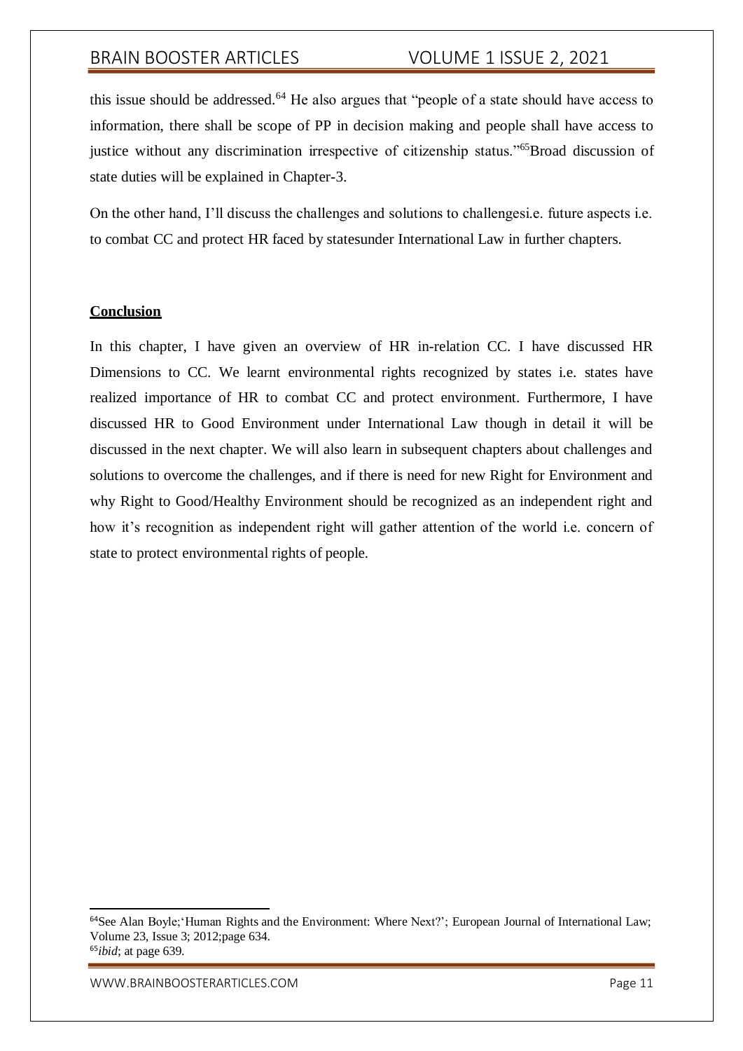this issue should be addressed.[64] He also argues that "people of a state should have access to information, there shall be scope of PP in decision making and people shall have access to justice without any discrimination irrespective of citizenship status."[65]Broad discussion of state duties will be explained in Chapter-3.

On the other hand, I'll discuss the challenges and solutions to challengesi.e. future aspects i.e. to combat CC and protect HR faced by statesunder International Law in further chapters.

**Conclusion**

In this chapter, I have given an overview of HR in-relation CC. I have discussed HR Dimensions to CC. We learnt environmental rights recognized by states i.e. states have realized importance of HR to combat CC and protect environment. Furthermore, I have discussed HR to Good Environment under International Law though in detail it will be discussed in the next chapter. We will also learn in subsequent chapters about challenges and solutions to overcome the challenges, and if there is need for new Right for Environment and why Right to Good/Healthy Environment should be recognized as an independent right and how it's recognition as independent right will gather attention of the world i.e. concern of state to protect environmental rights of people.

---

[64]See Alan Boyle;'Human Rights and the Environment: Where Next?'; European Journal of International Law; Volume 23, Issue 3; 2012;page 634.

[65]*ibid*; at page 639.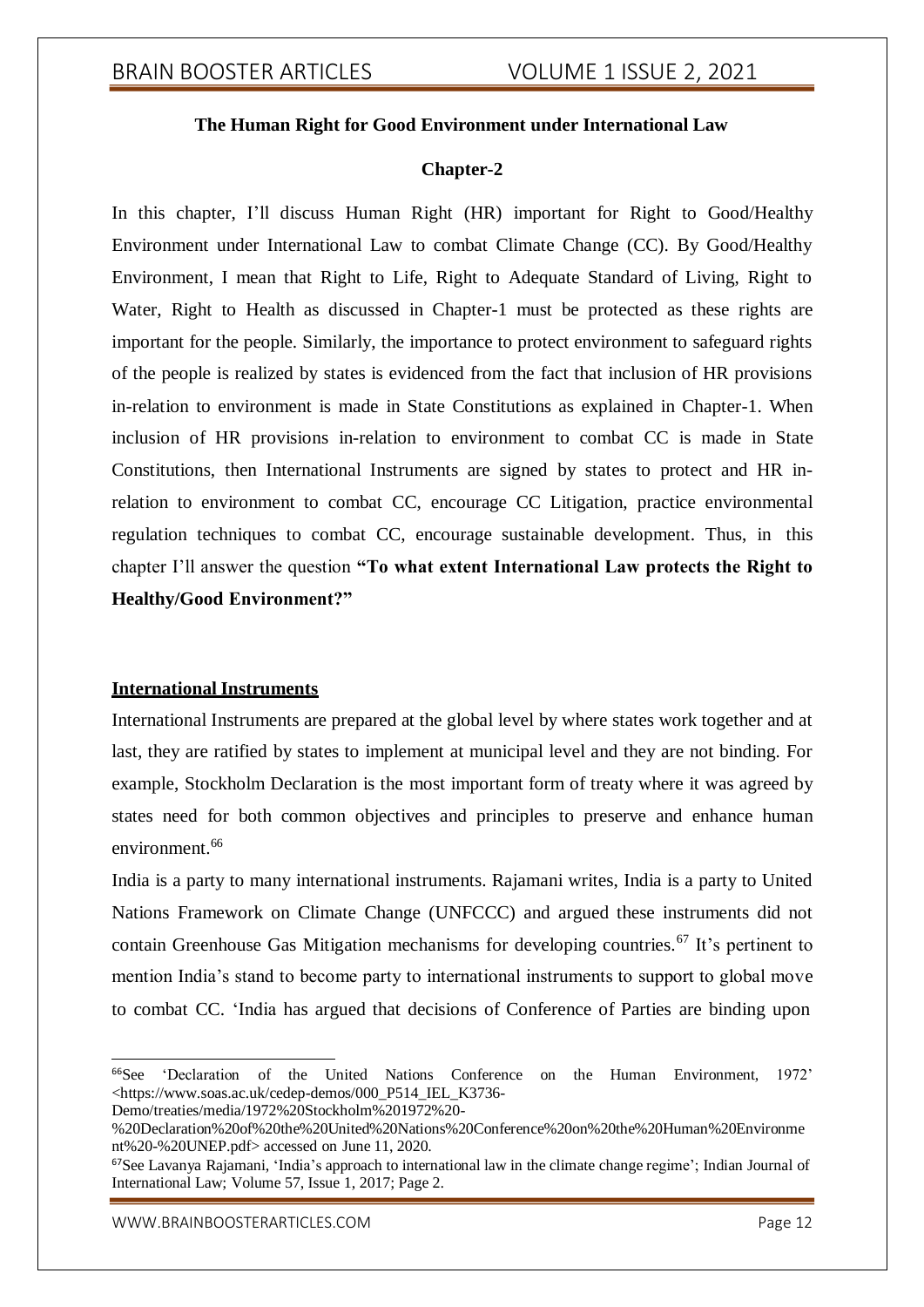**The Human Right for Good Environment under International Law**

**Chapter-2**

In this chapter, I'll discuss Human Right (HR) important for Right to Good/Healthy Environment under International Law to combat Climate Change (CC). By Good/Healthy Environment, I mean that Right to Life, Right to Adequate Standard of Living, Right to Water, Right to Health as discussed in Chapter-1 must be protected as these rights are important for the people. Similarly, the importance to protect environment to safeguard rights of the people is realized by states is evidenced from the fact that inclusion of HR provisions in-relation to environment is made in State Constitutions as explained in Chapter-1. When inclusion of HR provisions in-relation to environment to combat CC is made in State Constitutions, then International Instruments are signed by states to protect and HR in-relation to environment to combat CC, encourage CC Litigation, practice environmental regulation techniques to combat CC, encourage sustainable development. Thus, in this chapter I'll answer the question **"To what extent International Law protects the Right to Healthy/Good Environment?"**

## International Instruments

International Instruments are prepared at the global level by where states work together and at last, they are ratified by states to implement at municipal level and they are not binding. For example, Stockholm Declaration is the most important form of treaty where it was agreed by states need for both common objectives and principles to preserve and enhance human environment.[66]

India is a party to many international instruments. Rajamani writes, India is a party to United Nations Framework on Climate Change (UNFCCC) and argued these instruments did not contain Greenhouse Gas Mitigation mechanisms for developing countries.[67] It's pertinent to mention India's stand to become party to international instruments to support to global move to combat CC. 'India has argued that decisions of Conference of Parties are binding upon

---

[66]See 'Declaration of the United Nations Conference on the Human Environment, 1972' <https://www.soas.ac.uk/cedep-demos/000_P514_IEL_K3736-Demo/treaties/media/1972%20Stockholm%201972%20-%20Declaration%20of%20the%20United%20Nations%20Conference%20on%20the%20Human%20Environment%20-%20UNEP.pdf> accessed on June 11, 2020.

[67]See Lavanya Rajamani, 'India's approach to international law in the climate change regime'; Indian Journal of International Law; Volume 57, Issue 1, 2017; Page 2.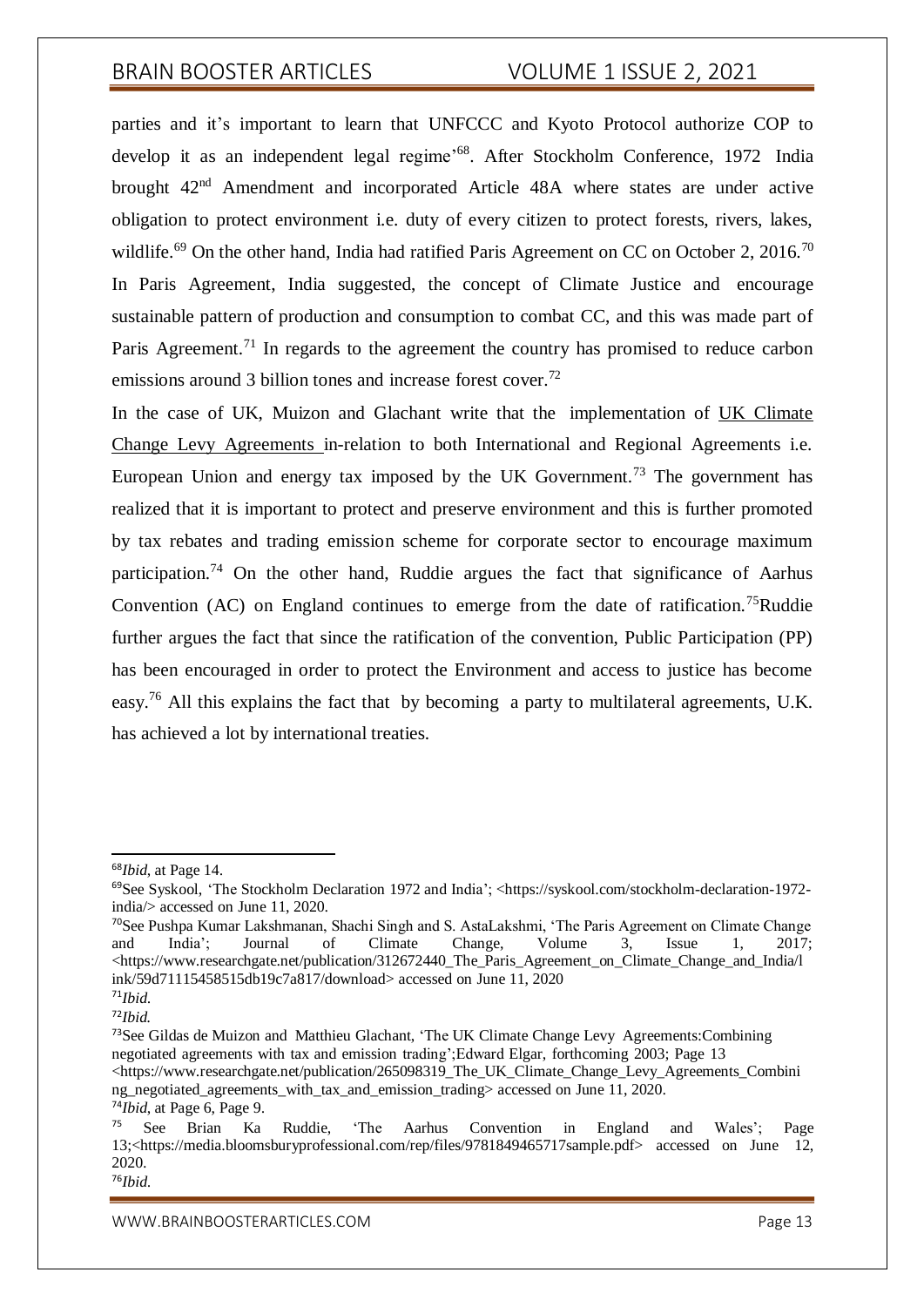parties and it's important to learn that UNFCCC and Kyoto Protocol authorize COP to develop it as an independent legal regime'[68]. After Stockholm Conference, 1972 India brought 42nd Amendment and incorporated Article 48A where states are under active obligation to protect environment i.e. duty of every citizen to protect forests, rivers, lakes, wildlife.[69] On the other hand, India had ratified Paris Agreement on CC on October 2, 2016.[70] In Paris Agreement, India suggested, the concept of Climate Justice and encourage sustainable pattern of production and consumption to combat CC, and this was made part of Paris Agreement.[71] In regards to the agreement the country has promised to reduce carbon emissions around 3 billion tones and increase forest cover.[72]

In the case of UK, Muizon and Glachant write that the implementation of UK Climate Change Levy Agreements in-relation to both International and Regional Agreements i.e. European Union and energy tax imposed by the UK Government.[73] The government has realized that it is important to protect and preserve environment and this is further promoted by tax rebates and trading emission scheme for corporate sector to encourage maximum participation.[74] On the other hand, Ruddie argues the fact that significance of Aarhus Convention (AC) on England continues to emerge from the date of ratification.[75]Ruddie further argues the fact that since the ratification of the convention, Public Participation (PP) has been encouraged in order to protect the Environment and access to justice has become easy.[76] All this explains the fact that by becoming a party to multilateral agreements, U.K. has achieved a lot by international treaties.

---

[68]*Ibid*, at Page 14.

[69]See Syskool, 'The Stockholm Declaration 1972 and India'; <https://syskool.com/stockholm-declaration-1972-india/> accessed on June 11, 2020.

[70]See Pushpa Kumar Lakshmanan, Shachi Singh and S. AstaLakshmi, 'The Paris Agreement on Climate Change and India'; Journal of Climate Change, Volume 3, Issue 1, 2017; <https://www.researchgate.net/publication/312672440_The_Paris_Agreement_on_Climate_Change_and_India/link/59d71115458515db19c7a817/download> accessed on June 11, 2020

[71]*Ibid.*

[72]*Ibid.*

[73]See Gildas de Muizon and Matthieu Glachant, 'The UK Climate Change Levy Agreements:Combining negotiated agreements with tax and emission trading';Edward Elgar, forthcoming 2003; Page 13 <https://www.researchgate.net/publication/265098319_The_UK_Climate_Change_Levy_Agreements_Combining_negotiated_agreements_with_tax_and_emission_trading> accessed on June 11, 2020.

[74]*Ibid*, at Page 6, Page 9.

[75] See Brian Ka Ruddie, 'The Aarhus Convention in England and Wales'; Page 13;<https://media.bloomsburyprofessional.com/rep/files/9781849465717sample.pdf> accessed on June 12, 2020.

[76]*Ibid.*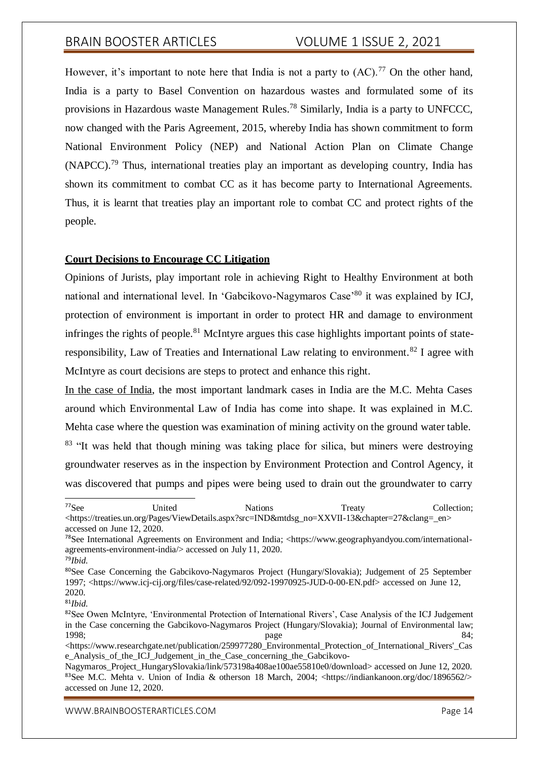However, it's important to note here that India is not a party to (AC).[77] On the other hand, India is a party to Basel Convention on hazardous wastes and formulated some of its provisions in Hazardous waste Management Rules.[78] Similarly, India is a party to UNFCCC, now changed with the Paris Agreement, 2015, whereby India has shown commitment to form National Environment Policy (NEP) and National Action Plan on Climate Change (NAPCC).[79] Thus, international treaties play an important as developing country, India has shown its commitment to combat CC as it has become party to International Agreements. Thus, it is learnt that treaties play an important role to combat CC and protect rights of the people.

**Court Decisions to Encourage CC Litigation**

Opinions of Jurists, play important role in achieving Right to Healthy Environment at both national and international level. In 'Gabcikovo-Nagymaros Case'[80] it was explained by ICJ, protection of environment is important in order to protect HR and damage to environment infringes the rights of people.[81] McIntyre argues this case highlights important points of state-responsibility, Law of Treaties and International Law relating to environment.[82] I agree with McIntyre as court decisions are steps to protect and enhance this right.

In the case of India, the most important landmark cases in India are the M.C. Mehta Cases around which Environmental Law of India has come into shape. It was explained in M.C. Mehta case where the question was examination of mining activity on the ground water table. [83] "It was held that though mining was taking place for silica, but miners were destroying groundwater reserves as in the inspection by Environment Protection and Control Agency, it was discovered that pumps and pipes were being used to drain out the groundwater to carry

---

[77] See United Nations Treaty Collection; <https://treaties.un.org/Pages/ViewDetails.aspx?src=IND&mtdsg_no=XXVII-13&chapter=27&clang=_en> accessed on June 12, 2020.

[78] See International Agreements on Environment and India; <https://www.geographyandyou.com/international-agreements-environment-india/> accessed on July 11, 2020.

[79] *Ibid.*

[80] See Case Concerning the Gabcikovo-Nagymaros Project (Hungary/Slovakia); Judgement of 25 September 1997; <https://www.icj-cij.org/files/case-related/92/092-19970925-JUD-0-00-EN.pdf> accessed on June 12, 2020.

[81] *Ibid.*

[82] See Owen McIntyre, 'Environmental Protection of International Rivers', Case Analysis of the ICJ Judgement in the Case concerning the Gabcikovo-Nagymaros Project (Hungary/Slovakia); Journal of Environmental law; 1998; page 84; <https://www.researchgate.net/publication/259977280_Environmental_Protection_of_International_Rivers'_Case_Analysis_of_the_ICJ_Judgement_in_the_Case_concerning_the_Gabcikovo-Nagymaros_Project_HungarySlovakia/link/573198a408ae100ae55810e0/download> accessed on June 12, 2020.

[83] See M.C. Mehta v. Union of India & otherson 18 March, 2004; <https://indiankanoon.org/doc/1896562/> accessed on June 12, 2020.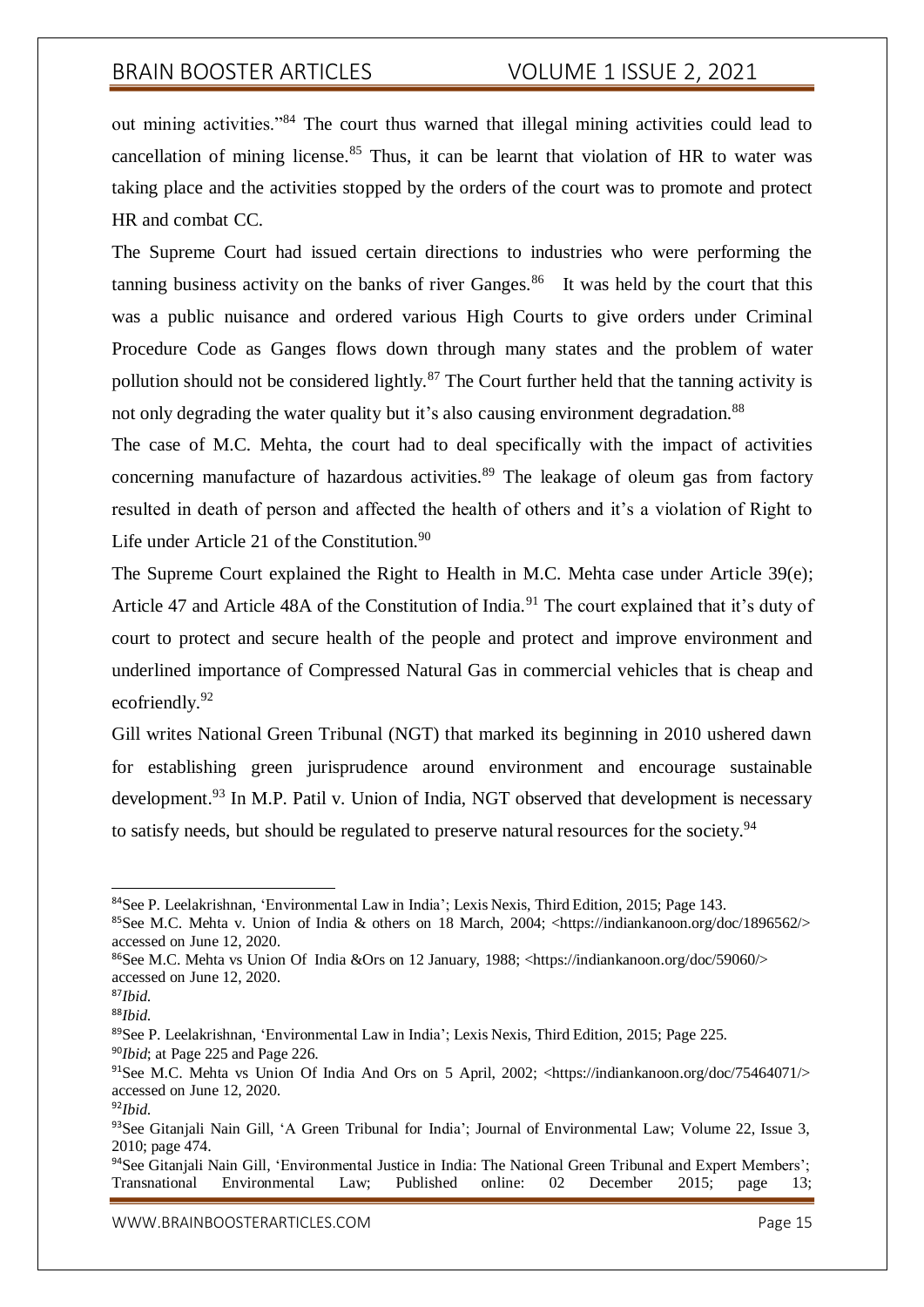out mining activities."[84] The court thus warned that illegal mining activities could lead to cancellation of mining license.[85] Thus, it can be learnt that violation of HR to water was taking place and the activities stopped by the orders of the court was to promote and protect HR and combat CC.

The Supreme Court had issued certain directions to industries who were performing the tanning business activity on the banks of river Ganges.[86] It was held by the court that this was a public nuisance and ordered various High Courts to give orders under Criminal Procedure Code as Ganges flows down through many states and the problem of water pollution should not be considered lightly.[87] The Court further held that the tanning activity is not only degrading the water quality but it's also causing environment degradation.[88]

The case of M.C. Mehta, the court had to deal specifically with the impact of activities concerning manufacture of hazardous activities.[89] The leakage of oleum gas from factory resulted in death of person and affected the health of others and it's a violation of Right to Life under Article 21 of the Constitution.[90]

The Supreme Court explained the Right to Health in M.C. Mehta case under Article 39(e); Article 47 and Article 48A of the Constitution of India.[91] The court explained that it's duty of court to protect and secure health of the people and protect and improve environment and underlined importance of Compressed Natural Gas in commercial vehicles that is cheap and ecofriendly.[92]

Gill writes National Green Tribunal (NGT) that marked its beginning in 2010 ushered dawn for establishing green jurisprudence around environment and encourage sustainable development.[93] In M.P. Patil v. Union of India, NGT observed that development is necessary to satisfy needs, but should be regulated to preserve natural resources for the society.[94]

---

[84] See P. Leelakrishnan, 'Environmental Law in India'; Lexis Nexis, Third Edition, 2015; Page 143.

[85] See M.C. Mehta v. Union of India & others on 18 March, 2004; <https://indiankanoon.org/doc/1896562/> accessed on June 12, 2020.

[86] See M.C. Mehta vs Union Of India &Ors on 12 January, 1988; <https://indiankanoon.org/doc/59060/> accessed on June 12, 2020.

[87] *Ibid.*

[88] *Ibid.*

[89] See P. Leelakrishnan, 'Environmental Law in India'; Lexis Nexis, Third Edition, 2015; Page 225.

[90] *Ibid*; at Page 225 and Page 226.

[91] See M.C. Mehta vs Union Of India And Ors on 5 April, 2002; <https://indiankanoon.org/doc/75464071/> accessed on June 12, 2020.

[92] *Ibid.*

[93] See Gitanjali Nain Gill, 'A Green Tribunal for India'; Journal of Environmental Law; Volume 22, Issue 3, 2010; page 474.

[94] See Gitanjali Nain Gill, 'Environmental Justice in India: The National Green Tribunal and Expert Members'; Transnational Environmental Law; Published online: 02 December 2015; page 13;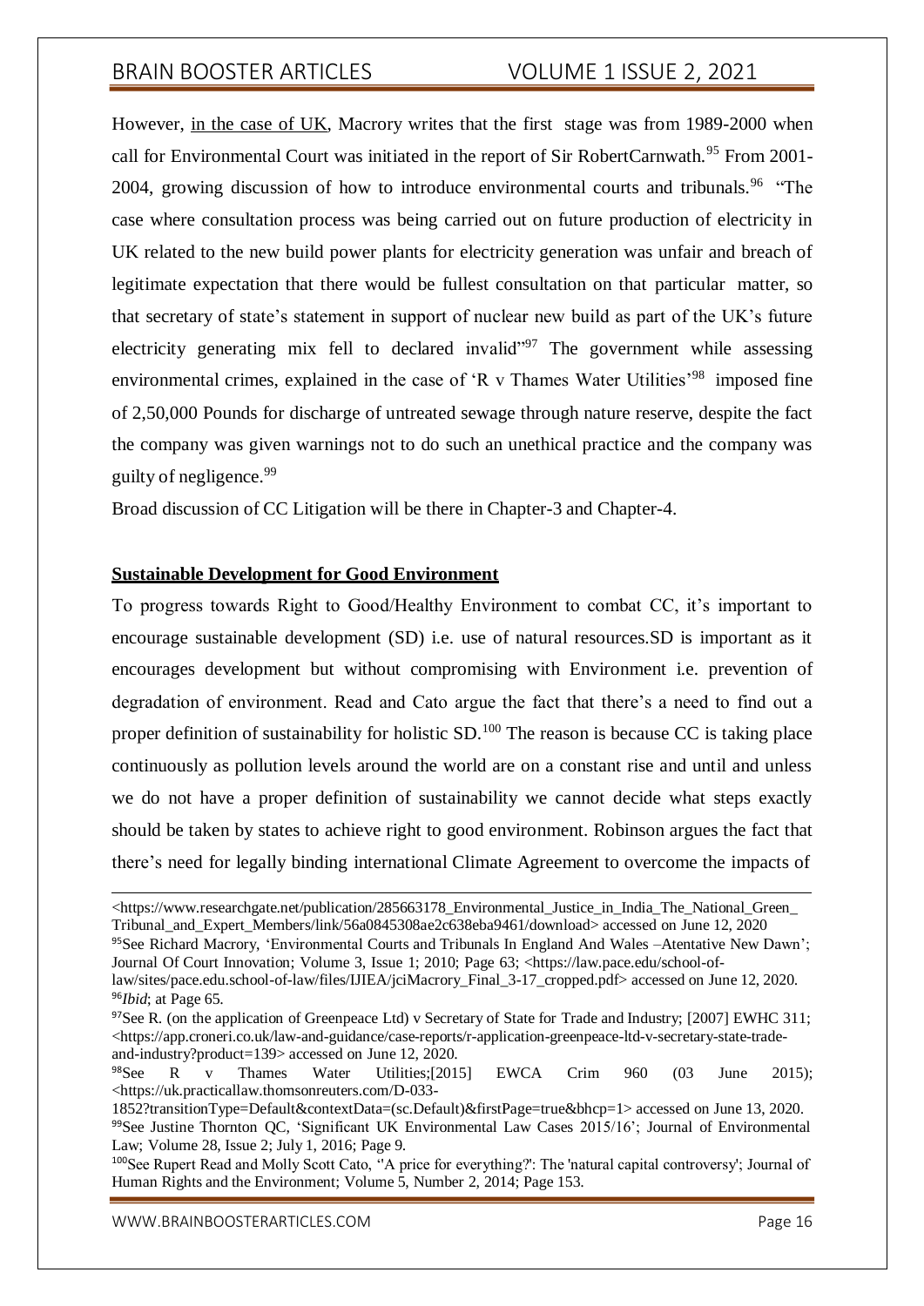However, in the case of UK, Macrory writes that the first stage was from 1989-2000 when call for Environmental Court was initiated in the report of Sir RobertCarnwath.[95] From 2001-2004, growing discussion of how to introduce environmental courts and tribunals.[96] "The case where consultation process was being carried out on future production of electricity in UK related to the new build power plants for electricity generation was unfair and breach of legitimate expectation that there would be fullest consultation on that particular matter, so that secretary of state's statement in support of nuclear new build as part of the UK's future electricity generating mix fell to declared invalid"[97] The government while assessing environmental crimes, explained in the case of 'R v Thames Water Utilities'[98] imposed fine of 2,50,000 Pounds for discharge of untreated sewage through nature reserve, despite the fact the company was given warnings not to do such an unethical practice and the company was guilty of negligence.[99]

Broad discussion of CC Litigation will be there in Chapter-3 and Chapter-4.

**Sustainable Development for Good Environment**

To progress towards Right to Good/Healthy Environment to combat CC, it's important to encourage sustainable development (SD) i.e. use of natural resources.SD is important as it encourages development but without compromising with Environment i.e. prevention of degradation of environment. Read and Cato argue the fact that there's a need to find out a proper definition of sustainability for holistic SD.[100] The reason is because CC is taking place continuously as pollution levels around the world are on a constant rise and until and unless we do not have a proper definition of sustainability we cannot decide what steps exactly should be taken by states to achieve right to good environment. Robinson argues the fact that there's need for legally binding international Climate Agreement to overcome the impacts of

---

<https://www.researchgate.net/publication/285663178_Environmental_Justice_in_India_The_National_Green_Tribunal_and_Expert_Members/link/56a0845308ae2c638eba9461/download> accessed on June 12, 2020

[95]See Richard Macrory, 'Environmental Courts and Tribunals In England And Wales –Atentative New Dawn'; Journal Of Court Innovation; Volume 3, Issue 1; 2010; Page 63; <https://law.pace.edu/school-of-law/sites/pace.edu.school-of-law/files/IJIEA/jciMacrory_Final_3-17_cropped.pdf> accessed on June 12, 2020.

[96]*Ibid*; at Page 65.

[97]See R. (on the application of Greenpeace Ltd) v Secretary of State for Trade and Industry; [2007] EWHC 311; <https://app.croneri.co.uk/law-and-guidance/case-reports/r-application-greenpeace-ltd-v-secretary-state-trade-and-industry?product=139> accessed on June 12, 2020.

[98]See R v Thames Water Utilities;[2015] EWCA Crim 960 (03 June 2015); <https://uk.practicallaw.thomsonreuters.com/D-033-1852?transitionType=Default&contextData=(sc.Default)&firstPage=true&bhcp=1> accessed on June 13, 2020.

[99]See Justine Thornton QC, 'Significant UK Environmental Law Cases 2015/16'; Journal of Environmental Law; Volume 28, Issue 2; July 1, 2016; Page 9.

[100]See Rupert Read and Molly Scott Cato, ''A price for everything?': The 'natural capital controversy'; Journal of Human Rights and the Environment; Volume 5, Number 2, 2014; Page 153.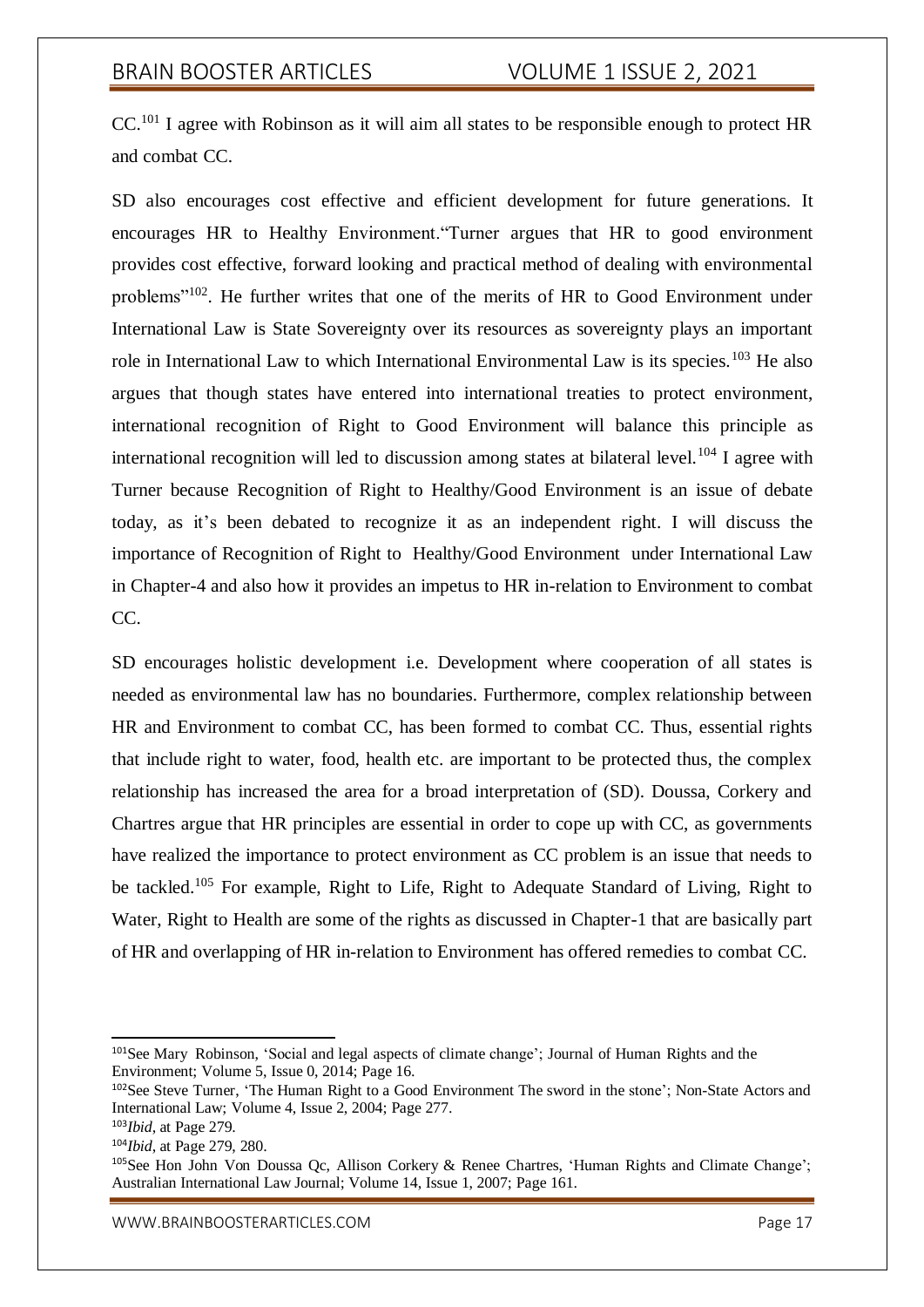CC.[101] I agree with Robinson as it will aim all states to be responsible enough to protect HR and combat CC.

SD also encourages cost effective and efficient development for future generations. It encourages HR to Healthy Environment."Turner argues that HR to good environment provides cost effective, forward looking and practical method of dealing with environmental problems"[102]. He further writes that one of the merits of HR to Good Environment under International Law is State Sovereignty over its resources as sovereignty plays an important role in International Law to which International Environmental Law is its species.[103] He also argues that though states have entered into international treaties to protect environment, international recognition of Right to Good Environment will balance this principle as international recognition will led to discussion among states at bilateral level.[104] I agree with Turner because Recognition of Right to Healthy/Good Environment is an issue of debate today, as it's been debated to recognize it as an independent right. I will discuss the importance of Recognition of Right to Healthy/Good Environment under International Law in Chapter-4 and also how it provides an impetus to HR in-relation to Environment to combat CC.

SD encourages holistic development i.e. Development where cooperation of all states is needed as environmental law has no boundaries. Furthermore, complex relationship between HR and Environment to combat CC, has been formed to combat CC. Thus, essential rights that include right to water, food, health etc. are important to be protected thus, the complex relationship has increased the area for a broad interpretation of (SD). Doussa, Corkery and Chartres argue that HR principles are essential in order to cope up with CC, as governments have realized the importance to protect environment as CC problem is an issue that needs to be tackled.[105] For example, Right to Life, Right to Adequate Standard of Living, Right to Water, Right to Health are some of the rights as discussed in Chapter-1 that are basically part of HR and overlapping of HR in-relation to Environment has offered remedies to combat CC.

---

[101] See Mary Robinson, 'Social and legal aspects of climate change'; Journal of Human Rights and the Environment; Volume 5, Issue 0, 2014; Page 16.

[102] See Steve Turner, 'The Human Right to a Good Environment The sword in the stone'; Non-State Actors and International Law; Volume 4, Issue 2, 2004; Page 277.

[103] *Ibid*, at Page 279.

[104] *Ibid*, at Page 279, 280.

[105] See Hon John Von Doussa Qc, Allison Corkery & Renee Chartres, 'Human Rights and Climate Change'; Australian International Law Journal; Volume 14, Issue 1, 2007; Page 161.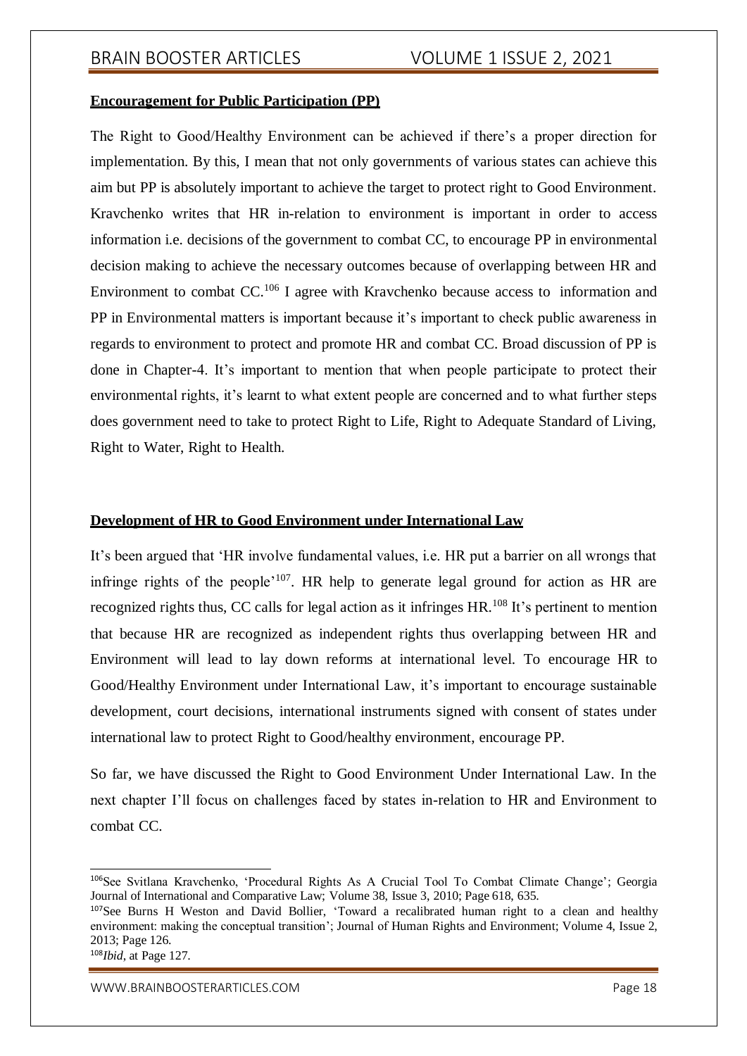**Encouragement for Public Participation (PP)**

The Right to Good/Healthy Environment can be achieved if there's a proper direction for implementation. By this, I mean that not only governments of various states can achieve this aim but PP is absolutely important to achieve the target to protect right to Good Environment. Kravchenko writes that HR in-relation to environment is important in order to access information i.e. decisions of the government to combat CC, to encourage PP in environmental decision making to achieve the necessary outcomes because of overlapping between HR and Environment to combat CC.[106] I agree with Kravchenko because access to information and PP in Environmental matters is important because it's important to check public awareness in regards to environment to protect and promote HR and combat CC. Broad discussion of PP is done in Chapter-4. It's important to mention that when people participate to protect their environmental rights, it's learnt to what extent people are concerned and to what further steps does government need to take to protect Right to Life, Right to Adequate Standard of Living, Right to Water, Right to Health.

**Development of HR to Good Environment under International Law**

It's been argued that 'HR involve fundamental values, i.e. HR put a barrier on all wrongs that infringe rights of the people'[107]. HR help to generate legal ground for action as HR are recognized rights thus, CC calls for legal action as it infringes HR.[108] It's pertinent to mention that because HR are recognized as independent rights thus overlapping between HR and Environment will lead to lay down reforms at international level. To encourage HR to Good/Healthy Environment under International Law, it's important to encourage sustainable development, court decisions, international instruments signed with consent of states under international law to protect Right to Good/healthy environment, encourage PP.

So far, we have discussed the Right to Good Environment Under International Law. In the next chapter I'll focus on challenges faced by states in-relation to HR and Environment to combat CC.

---

[106]See Svitlana Kravchenko, 'Procedural Rights As A Crucial Tool To Combat Climate Change'; Georgia Journal of International and Comparative Law; Volume 38, Issue 3, 2010; Page 618, 635.

[107]See Burns H Weston and David Bollier, 'Toward a recalibrated human right to a clean and healthy environment: making the conceptual transition'; Journal of Human Rights and Environment; Volume 4, Issue 2, 2013; Page 126.

[108]*Ibid*, at Page 127.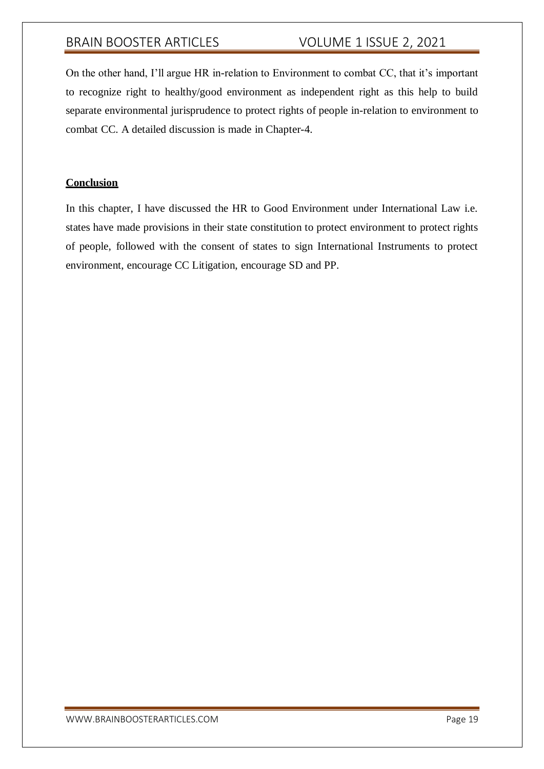On the other hand, I'll argue HR in-relation to Environment to combat CC, that it's important to recognize right to healthy/good environment as independent right as this help to build separate environmental jurisprudence to protect rights of people in-relation to environment to combat CC. A detailed discussion is made in Chapter-4.

**Conclusion**

In this chapter, I have discussed the HR to Good Environment under International Law i.e. states have made provisions in their state constitution to protect environment to protect rights of people, followed with the consent of states to sign International Instruments to protect environment, encourage CC Litigation, encourage SD and PP.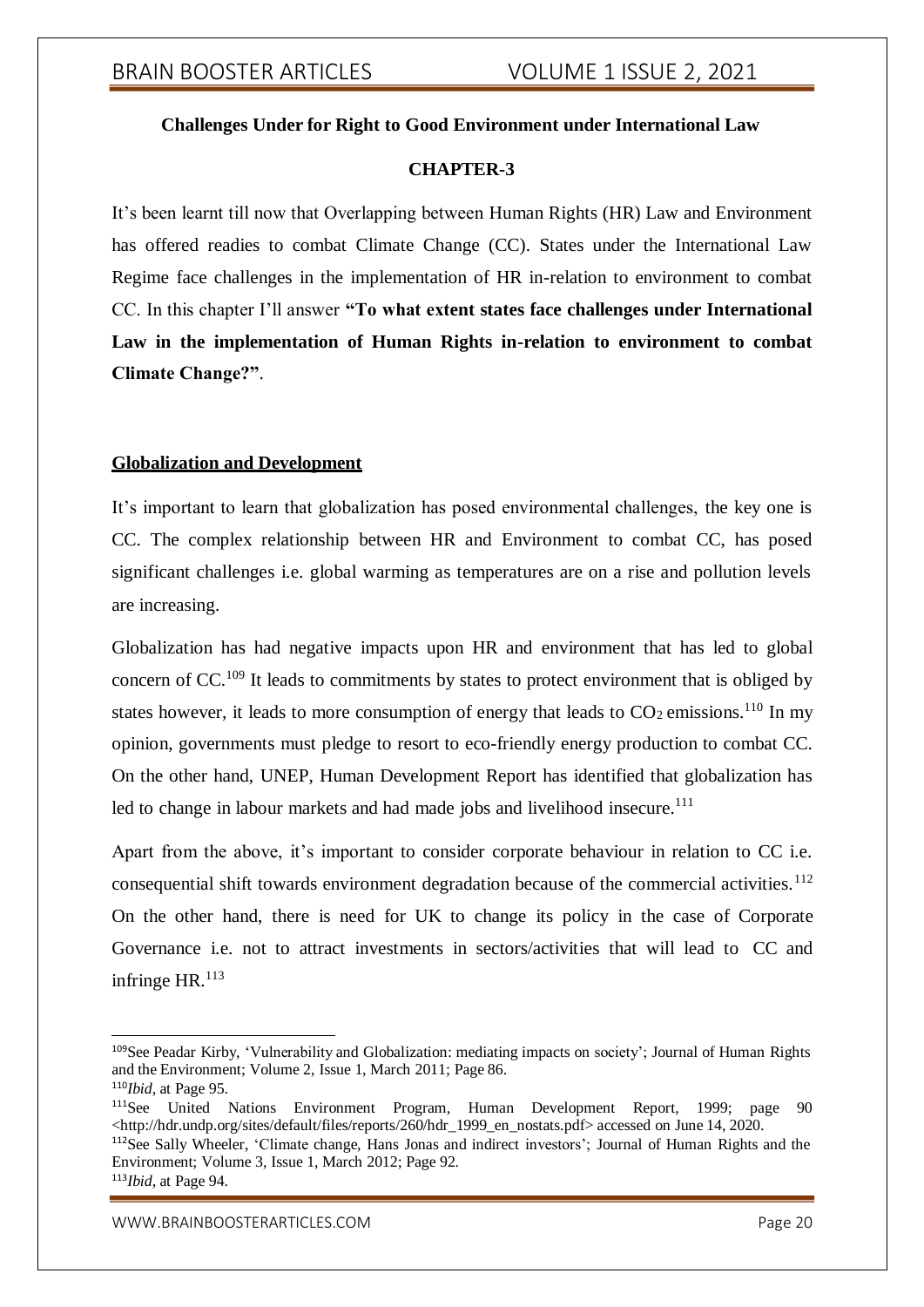**Challenges Under for Right to Good Environment under International Law**

**CHAPTER-3**

It's been learnt till now that Overlapping between Human Rights (HR) Law and Environment has offered readies to combat Climate Change (CC). States under the International Law Regime face challenges in the implementation of HR in-relation to environment to combat CC. In this chapter I'll answer **"To what extent states face challenges under International Law in the implementation of Human Rights in-relation to environment to combat Climate Change?"**.

**Globalization and Development**

It's important to learn that globalization has posed environmental challenges, the key one is CC. The complex relationship between HR and Environment to combat CC, has posed significant challenges i.e. global warming as temperatures are on a rise and pollution levels are increasing.

Globalization has had negative impacts upon HR and environment that has led to global concern of CC.[109] It leads to commitments by states to protect environment that is obliged by states however, it leads to more consumption of energy that leads to $CO_2$ emissions.[110] In my opinion, governments must pledge to resort to eco-friendly energy production to combat CC. On the other hand, UNEP, Human Development Report has identified that globalization has led to change in labour markets and had made jobs and livelihood insecure.[111]

Apart from the above, it's important to consider corporate behaviour in relation to CC i.e. consequential shift towards environment degradation because of the commercial activities.[112] On the other hand, there is need for UK to change its policy in the case of Corporate Governance i.e. not to attract investments in sectors/activities that will lead to CC and infringe HR.[113]

---

[109] See Peadar Kirby, 'Vulnerability and Globalization: mediating impacts on society'; Journal of Human Rights and the Environment; Volume 2, Issue 1, March 2011; Page 86.

[110] *Ibid*, at Page 95.

[111] See United Nations Environment Program, Human Development Report, 1999; page 90 <http://hdr.undp.org/sites/default/files/reports/260/hdr_1999_en_nostats.pdf> accessed on June 14, 2020.

[112] See Sally Wheeler, 'Climate change, Hans Jonas and indirect investors'; Journal of Human Rights and the Environment; Volume 3, Issue 1, March 2012; Page 92.

[113] *Ibid*, at Page 94.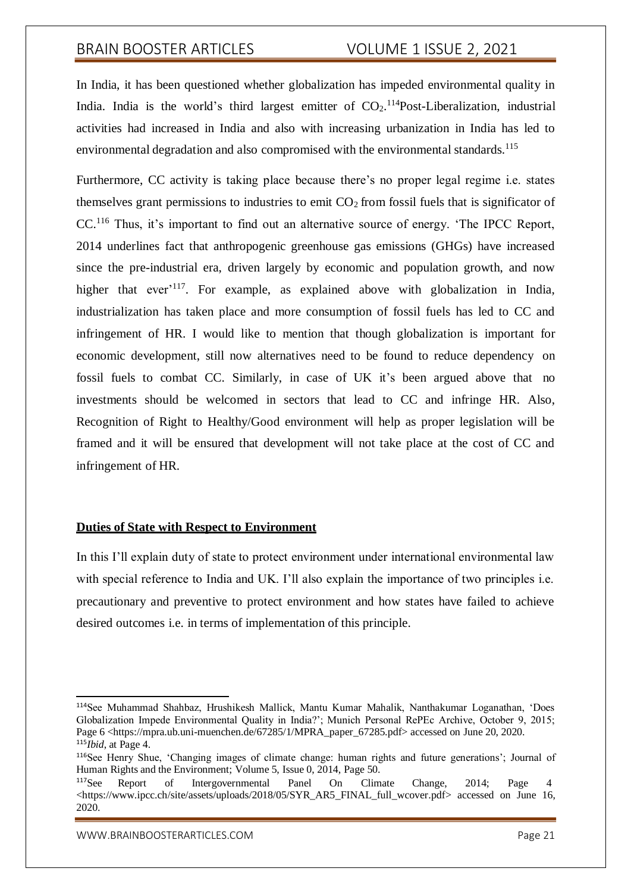In India, it has been questioned whether globalization has impeded environmental quality in India. India is the world's third largest emitter of $CO_2$.[114]Post-Liberalization, industrial activities had increased in India and also with increasing urbanization in India has led to environmental degradation and also compromised with the environmental standards.[115]

Furthermore, CC activity is taking place because there's no proper legal regime i.e. states themselves grant permissions to industries to emit $CO_2$ from fossil fuels that is significator of CC.[116] Thus, it's important to find out an alternative source of energy. 'The IPCC Report, 2014 underlines fact that anthropogenic greenhouse gas emissions (GHGs) have increased since the pre-industrial era, driven largely by economic and population growth, and now higher that ever'[117]. For example, as explained above with globalization in India, industrialization has taken place and more consumption of fossil fuels has led to CC and infringement of HR. I would like to mention that though globalization is important for economic development, still now alternatives need to be found to reduce dependency on fossil fuels to combat CC. Similarly, in case of UK it's been argued above that no investments should be welcomed in sectors that lead to CC and infringe HR. Also, Recognition of Right to Healthy/Good environment will help as proper legislation will be framed and it will be ensured that development will not take place at the cost of CC and infringement of HR.

**Duties of State with Respect to Environment**

In this I'll explain duty of state to protect environment under international environmental law with special reference to India and UK. I'll also explain the importance of two principles i.e. precautionary and preventive to protect environment and how states have failed to achieve desired outcomes i.e. in terms of implementation of this principle.

---

[114]See Muhammad Shahbaz, Hrushikesh Mallick, Mantu Kumar Mahalik, Nanthakumar Loganathan, 'Does Globalization Impede Environmental Quality in India?'; Munich Personal RePEc Archive, October 9, 2015; Page 6 <https://mpra.ub.uni-muenchen.de/67285/1/MPRA_paper_67285.pdf> accessed on June 20, 2020.

[115]*Ibid*, at Page 4.

[116]See Henry Shue, 'Changing images of climate change: human rights and future generations'; Journal of Human Rights and the Environment; Volume 5, Issue 0, 2014, Page 50.

[117]See Report of Intergovernmental Panel On Climate Change, 2014; Page 4 <https://www.ipcc.ch/site/assets/uploads/2018/05/SYR_AR5_FINAL_full_wcover.pdf> accessed on June 16, 2020.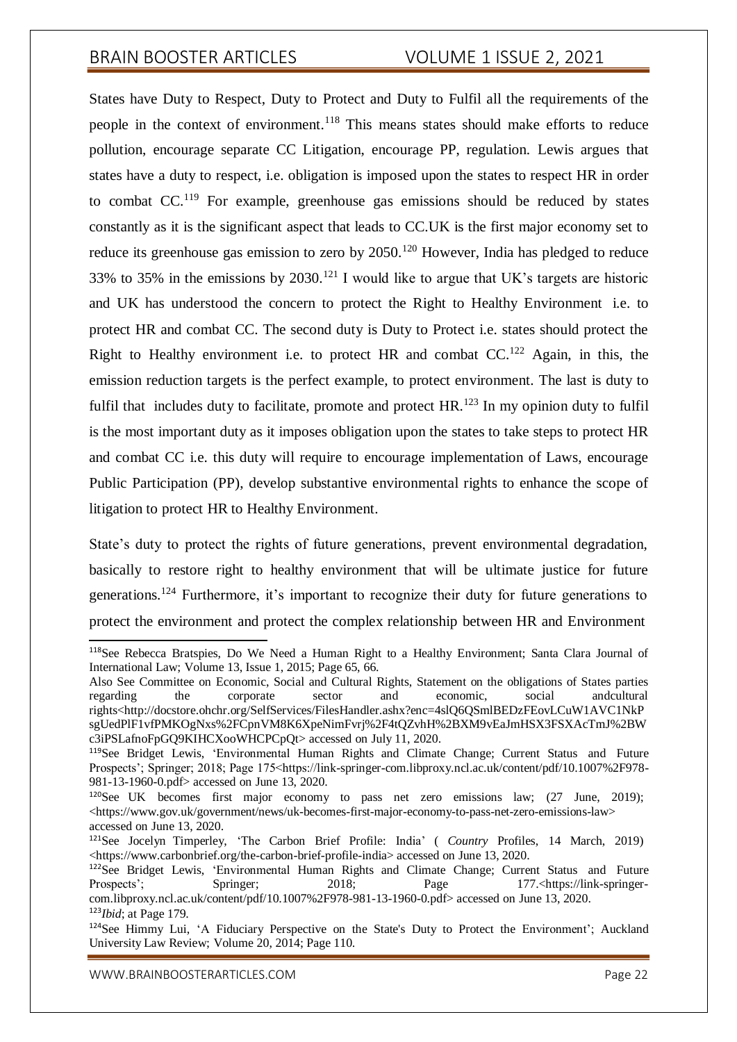States have Duty to Respect, Duty to Protect and Duty to Fulfil all the requirements of the people in the context of environment.[118] This means states should make efforts to reduce pollution, encourage separate CC Litigation, encourage PP, regulation. Lewis argues that states have a duty to respect, i.e. obligation is imposed upon the states to respect HR in order to combat CC.[119] For example, greenhouse gas emissions should be reduced by states constantly as it is the significant aspect that leads to CC.UK is the first major economy set to reduce its greenhouse gas emission to zero by 2050.[120] However, India has pledged to reduce 33% to 35% in the emissions by 2030.[121] I would like to argue that UK's targets are historic and UK has understood the concern to protect the Right to Healthy Environment i.e. to protect HR and combat CC. The second duty is Duty to Protect i.e. states should protect the Right to Healthy environment i.e. to protect HR and combat CC.[122] Again, in this, the emission reduction targets is the perfect example, to protect environment. The last is duty to fulfil that includes duty to facilitate, promote and protect HR.[123] In my opinion duty to fulfil is the most important duty as it imposes obligation upon the states to take steps to protect HR and combat CC i.e. this duty will require to encourage implementation of Laws, encourage Public Participation (PP), develop substantive environmental rights to enhance the scope of litigation to protect HR to Healthy Environment.

State's duty to protect the rights of future generations, prevent environmental degradation, basically to restore right to healthy environment that will be ultimate justice for future generations.[124] Furthermore, it's important to recognize their duty for future generations to protect the environment and protect the complex relationship between HR and Environment

---

[118] See Rebecca Bratspies, Do We Need a Human Right to a Healthy Environment; Santa Clara Journal of International Law; Volume 13, Issue 1, 2015; Page 65, 66.
Also See Committee on Economic, Social and Cultural Rights, Statement on the obligations of States parties regarding the corporate sector and economic, social andcultural rights<http://docstore.ohchr.org/SelfServices/FilesHandler.ashx?enc=4slQ6QSmlBEDzFEovLCuW1AVC1NkPsgUedPlF1vfPMKOgNxs%2FCpnVM8K6XpeNimFvrj%2F4tQZvhH%2BXM9vEaJmHSX3FSXAcTmJ%2BWc3iPSLafnoFpGQ9KIHCXooWHCPCpQt> accessed on July 11, 2020.

[119] See Bridget Lewis, 'Environmental Human Rights and Climate Change; Current Status and Future Prospects'; Springer; 2018; Page 175<https://link-springer-com.libproxy.ncl.ac.uk/content/pdf/10.1007%2F978-981-13-1960-0.pdf> accessed on June 13, 2020.

[120] See UK becomes first major economy to pass net zero emissions law; (27 June, 2019); <https://www.gov.uk/government/news/uk-becomes-first-major-economy-to-pass-net-zero-emissions-law> accessed on June 13, 2020.

[121] See Jocelyn Timperley, 'The Carbon Brief Profile: India' ( *Country* Profiles, 14 March, 2019) <https://www.carbonbrief.org/the-carbon-brief-profile-india> accessed on June 13, 2020.

[122] See Bridget Lewis, 'Environmental Human Rights and Climate Change; Current Status and Future Prospects'; Springer; 2018; Page 177.<https://link-springer-com.libproxy.ncl.ac.uk/content/pdf/10.1007%2F978-981-13-1960-0.pdf> accessed on June 13, 2020.

[123] *Ibid*; at Page 179.

[124] See Himmy Lui, 'A Fiduciary Perspective on the State's Duty to Protect the Environment'; Auckland University Law Review; Volume 20, 2014; Page 110.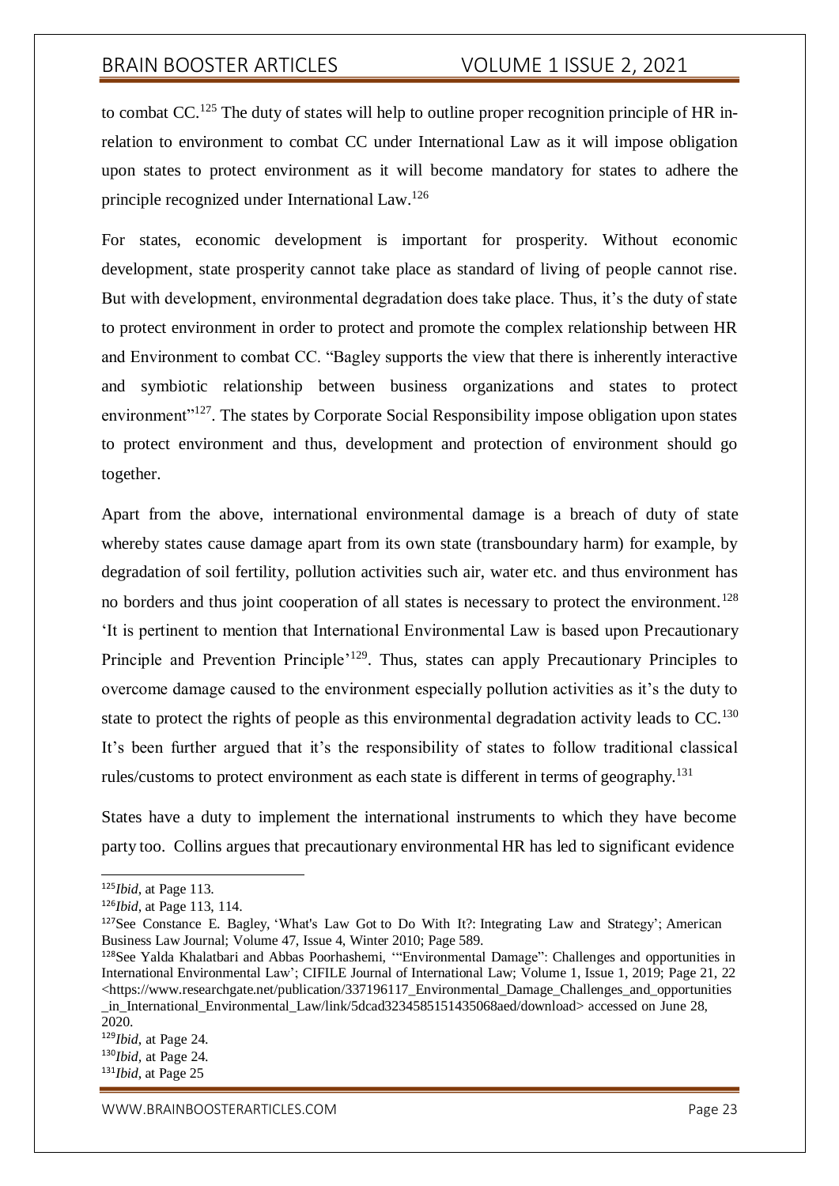to combat CC.[125] The duty of states will help to outline proper recognition principle of HR in-relation to environment to combat CC under International Law as it will impose obligation upon states to protect environment as it will become mandatory for states to adhere the principle recognized under International Law.[126]

For states, economic development is important for prosperity. Without economic development, state prosperity cannot take place as standard of living of people cannot rise. But with development, environmental degradation does take place. Thus, it's the duty of state to protect environment in order to protect and promote the complex relationship between HR and Environment to combat CC. "Bagley supports the view that there is inherently interactive and symbiotic relationship between business organizations and states to protect environment"[127]. The states by Corporate Social Responsibility impose obligation upon states to protect environment and thus, development and protection of environment should go together.

Apart from the above, international environmental damage is a breach of duty of state whereby states cause damage apart from its own state (transboundary harm) for example, by degradation of soil fertility, pollution activities such air, water etc. and thus environment has no borders and thus joint cooperation of all states is necessary to protect the environment.[128] 'It is pertinent to mention that International Environmental Law is based upon Precautionary Principle and Prevention Principle'[129]. Thus, states can apply Precautionary Principles to overcome damage caused to the environment especially pollution activities as it's the duty to state to protect the rights of people as this environmental degradation activity leads to CC.[130] It's been further argued that it's the responsibility of states to follow traditional classical rules/customs to protect environment as each state is different in terms of geography.[131]

States have a duty to implement the international instruments to which they have become party too. Collins argues that precautionary environmental HR has led to significant evidence

---

[125] *Ibid*, at Page 113.

[126] *Ibid*, at Page 113, 114.

[127] See Constance E. Bagley, 'What's Law Got to Do With It?: Integrating Law and Strategy'; American Business Law Journal; Volume 47, Issue 4, Winter 2010; Page 589.

[128] See Yalda Khalatbari and Abbas Poorhashemi, '"Environmental Damage": Challenges and opportunities in International Environmental Law'; CIFILE Journal of International Law; Volume 1, Issue 1, 2019; Page 21, 22 <https://www.researchgate.net/publication/337196117_Environmental_Damage_Challenges_and_opportunities_in_International_Environmental_Law/link/5dcad3234585151435068aed/download> accessed on June 28, 2020.

[129] *Ibid*, at Page 24.

[130] *Ibid*, at Page 24.

[131] *Ibid*, at Page 25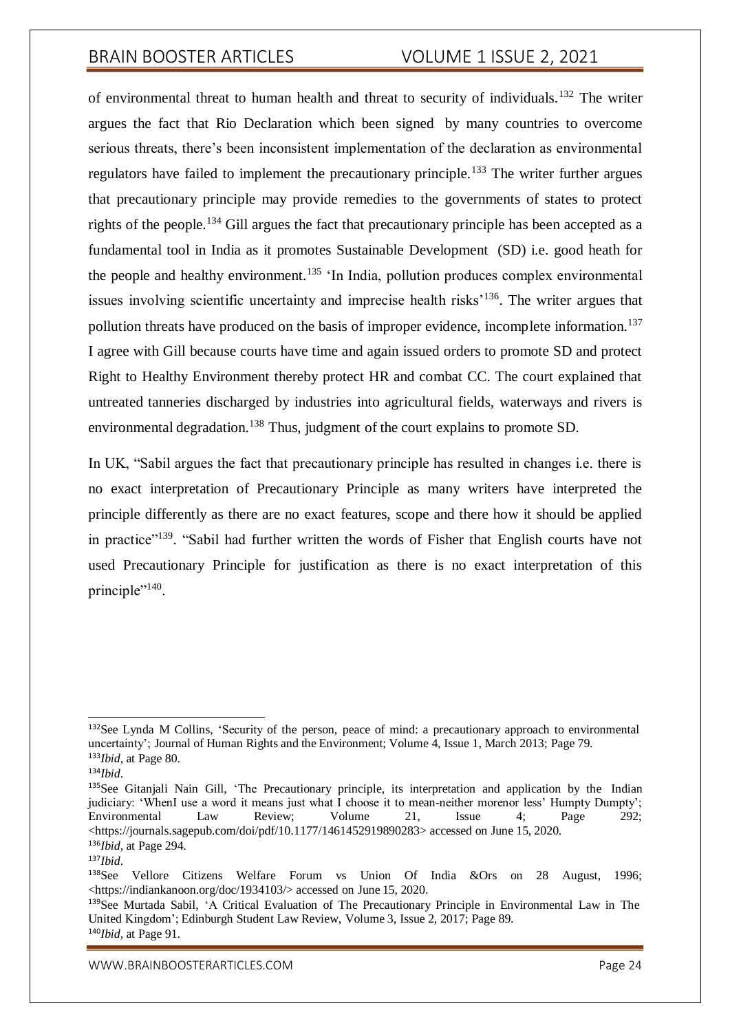of environmental threat to human health and threat to security of individuals.[132] The writer argues the fact that Rio Declaration which been signed by many countries to overcome serious threats, there's been inconsistent implementation of the declaration as environmental regulators have failed to implement the precautionary principle.[133] The writer further argues that precautionary principle may provide remedies to the governments of states to protect rights of the people.[134] Gill argues the fact that precautionary principle has been accepted as a fundamental tool in India as it promotes Sustainable Development (SD) i.e. good heath for the people and healthy environment.[135] 'In India, pollution produces complex environmental issues involving scientific uncertainty and imprecise health risks'[136]. The writer argues that pollution threats have produced on the basis of improper evidence, incomplete information.[137] I agree with Gill because courts have time and again issued orders to promote SD and protect Right to Healthy Environment thereby protect HR and combat CC. The court explained that untreated tanneries discharged by industries into agricultural fields, waterways and rivers is environmental degradation.[138] Thus, judgment of the court explains to promote SD.

In UK, "Sabil argues the fact that precautionary principle has resulted in changes i.e. there is no exact interpretation of Precautionary Principle as many writers have interpreted the principle differently as there are no exact features, scope and there how it should be applied in practice"[139]. "Sabil had further written the words of Fisher that English courts have not used Precautionary Principle for justification as there is no exact interpretation of this principle"[140].

---

[132] See Lynda M Collins, 'Security of the person, peace of mind: a precautionary approach to environmental uncertainty'; Journal of Human Rights and the Environment; Volume 4, Issue 1, March 2013; Page 79.

[133] *Ibid*, at Page 80.

[134] *Ibid*.

[135] See Gitanjali Nain Gill, 'The Precautionary principle, its interpretation and application by the Indian judiciary: 'WhenI use a word it means just what I choose it to mean-neither morenor less' Humpty Dumpty'; Environmental Law Review; Volume 21, Issue 4; Page 292; <https://journals.sagepub.com/doi/pdf/10.1177/1461452919890283> accessed on June 15, 2020.

[136] *Ibid*, at Page 294.

[137] *Ibid*.

[138] See Vellore Citizens Welfare Forum vs Union Of India &Ors on 28 August, 1996; <https://indiankanoon.org/doc/1934103/> accessed on June 15, 2020.

[139] See Murtada Sabil, 'A Critical Evaluation of The Precautionary Principle in Environmental Law in The United Kingdom'; Edinburgh Student Law Review, Volume 3, Issue 2, 2017; Page 89.

[140] *Ibid*, at Page 91.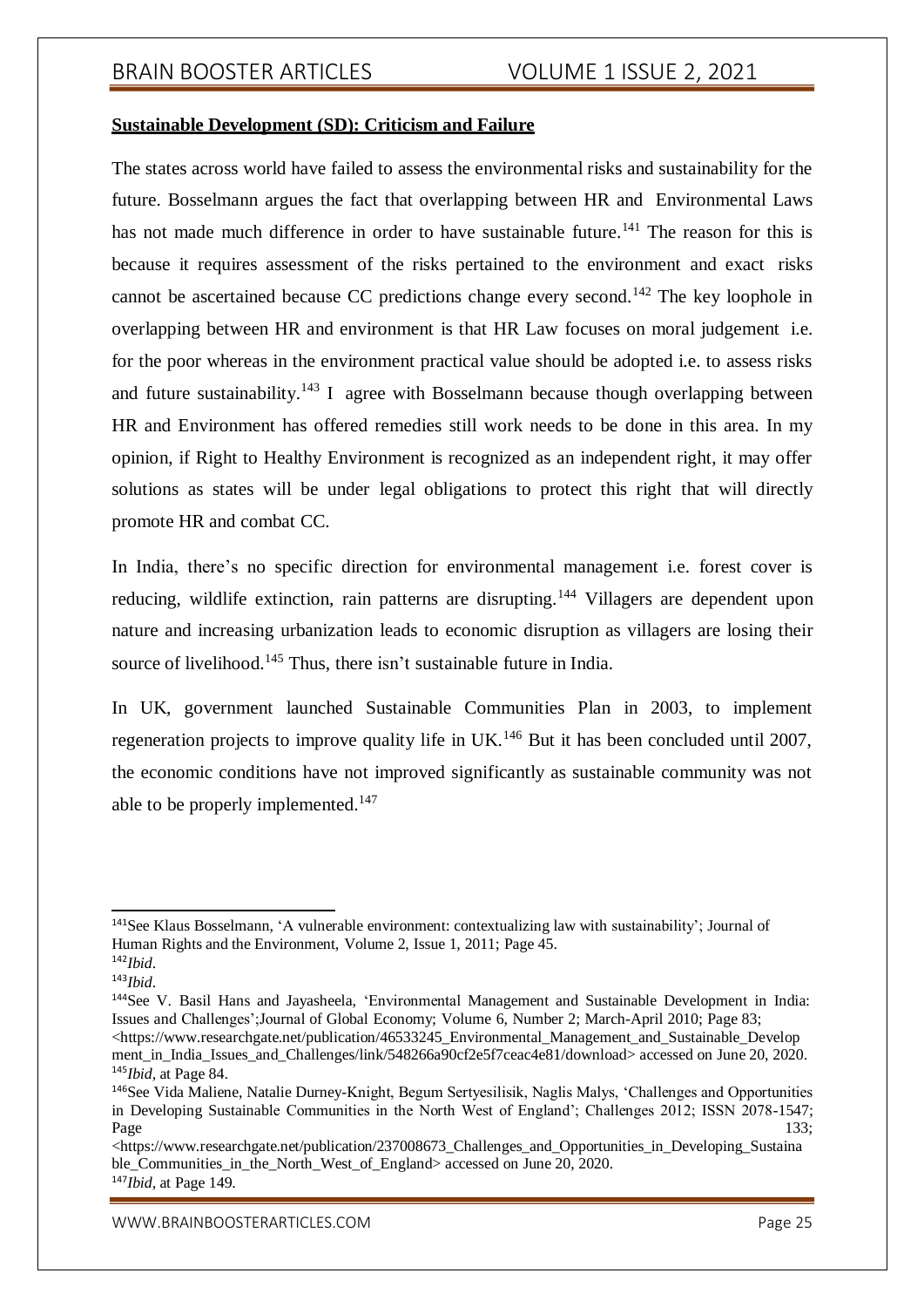**Sustainable Development (SD): Criticism and Failure**

The states across world have failed to assess the environmental risks and sustainability for the future. Bosselmann argues the fact that overlapping between HR and Environmental Laws has not made much difference in order to have sustainable future.[141] The reason for this is because it requires assessment of the risks pertained to the environment and exact risks cannot be ascertained because CC predictions change every second.[142] The key loophole in overlapping between HR and environment is that HR Law focuses on moral judgement i.e. for the poor whereas in the environment practical value should be adopted i.e. to assess risks and future sustainability.[143] I agree with Bosselmann because though overlapping between HR and Environment has offered remedies still work needs to be done in this area. In my opinion, if Right to Healthy Environment is recognized as an independent right, it may offer solutions as states will be under legal obligations to protect this right that will directly promote HR and combat CC.

In India, there's no specific direction for environmental management i.e. forest cover is reducing, wildlife extinction, rain patterns are disrupting.[144] Villagers are dependent upon nature and increasing urbanization leads to economic disruption as villagers are losing their source of livelihood.[145] Thus, there isn't sustainable future in India.

In UK, government launched Sustainable Communities Plan in 2003, to implement regeneration projects to improve quality life in UK.[146] But it has been concluded until 2007, the economic conditions have not improved significantly as sustainable community was not able to be properly implemented.[147]

---

[141] See Klaus Bosselmann, 'A vulnerable environment: contextualizing law with sustainability'; Journal of Human Rights and the Environment, Volume 2, Issue 1, 2011; Page 45.

[142] *Ibid*.

[143] *Ibid*.

[144] See V. Basil Hans and Jayasheela, 'Environmental Management and Sustainable Development in India: Issues and Challenges';Journal of Global Economy; Volume 6, Number 2; March-April 2010; Page 83; <https://www.researchgate.net/publication/46533245_Environmental_Management_and_Sustainable_Development_in_India_Issues_and_Challenges/link/548266a90cf2e5f7ceac4e81/download> accessed on June 20, 2020.

[145] *Ibid*, at Page 84.

[146] See Vida Maliene, Natalie Durney-Knight, Begum Sertyesilisik, Naglis Malys, 'Challenges and Opportunities in Developing Sustainable Communities in the North West of England'; Challenges 2012; ISSN 2078-1547; Page 133; <https://www.researchgate.net/publication/237008673_Challenges_and_Opportunities_in_Developing_Sustainable_Communities_in_the_North_West_of_England> accessed on June 20, 2020.

[147] *Ibid*, at Page 149.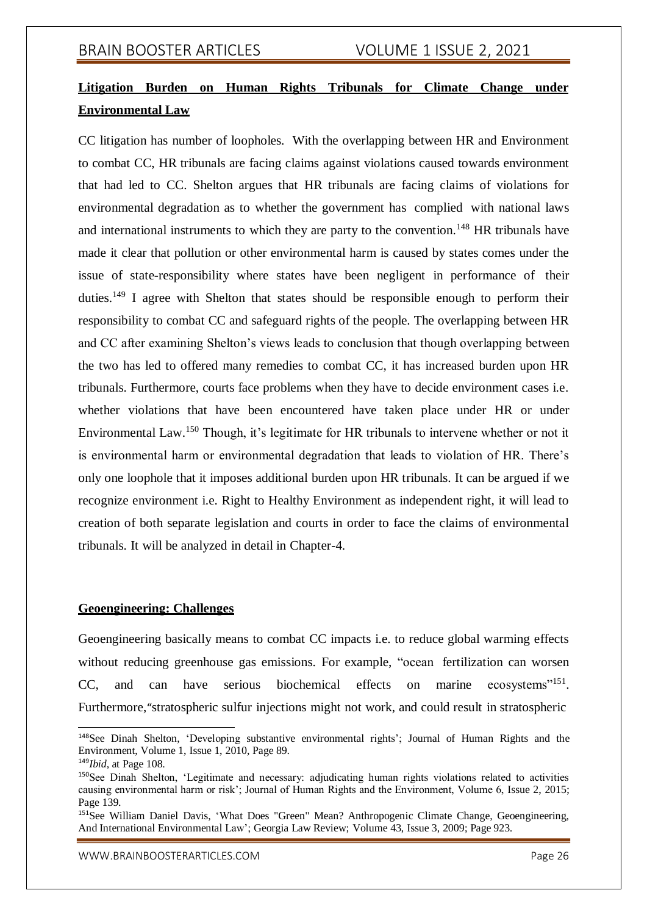## Litigation Burden on Human Rights Tribunals for Climate Change under Environmental Law

CC litigation has number of loopholes. With the overlapping between HR and Environment to combat CC, HR tribunals are facing claims against violations caused towards environment that had led to CC. Shelton argues that HR tribunals are facing claims of violations for environmental degradation as to whether the government has complied with national laws and international instruments to which they are party to the convention.[148] HR tribunals have made it clear that pollution or other environmental harm is caused by states comes under the issue of state-responsibility where states have been negligent in performance of their duties.[149] I agree with Shelton that states should be responsible enough to perform their responsibility to combat CC and safeguard rights of the people. The overlapping between HR and CC after examining Shelton's views leads to conclusion that though overlapping between the two has led to offered many remedies to combat CC, it has increased burden upon HR tribunals. Furthermore, courts face problems when they have to decide environment cases i.e. whether violations that have been encountered have taken place under HR or under Environmental Law.[150] Though, it's legitimate for HR tribunals to intervene whether or not it is environmental harm or environmental degradation that leads to violation of HR. There's only one loophole that it imposes additional burden upon HR tribunals. It can be argued if we recognize environment i.e. Right to Healthy Environment as independent right, it will lead to creation of both separate legislation and courts in order to face the claims of environmental tribunals. It will be analyzed in detail in Chapter-4.

## Geoengineering: Challenges

Geoengineering basically means to combat CC impacts i.e. to reduce global warming effects without reducing greenhouse gas emissions. For example, "ocean fertilization can worsen CC, and can have serious biochemical effects on marine ecosystems"[151]. Furthermore,"stratospheric sulfur injections might not work, and could result in stratospheric

---

[148] See Dinah Shelton, 'Developing substantive environmental rights'; Journal of Human Rights and the Environment, Volume 1, Issue 1, 2010, Page 89.

[149] *Ibid*, at Page 108.

[150] See Dinah Shelton, 'Legitimate and necessary: adjudicating human rights violations related to activities causing environmental harm or risk'; Journal of Human Rights and the Environment, Volume 6, Issue 2, 2015; Page 139.

[151] See William Daniel Davis, 'What Does "Green" Mean? Anthropogenic Climate Change, Geoengineering, And International Environmental Law'; Georgia Law Review; Volume 43, Issue 3, 2009; Page 923.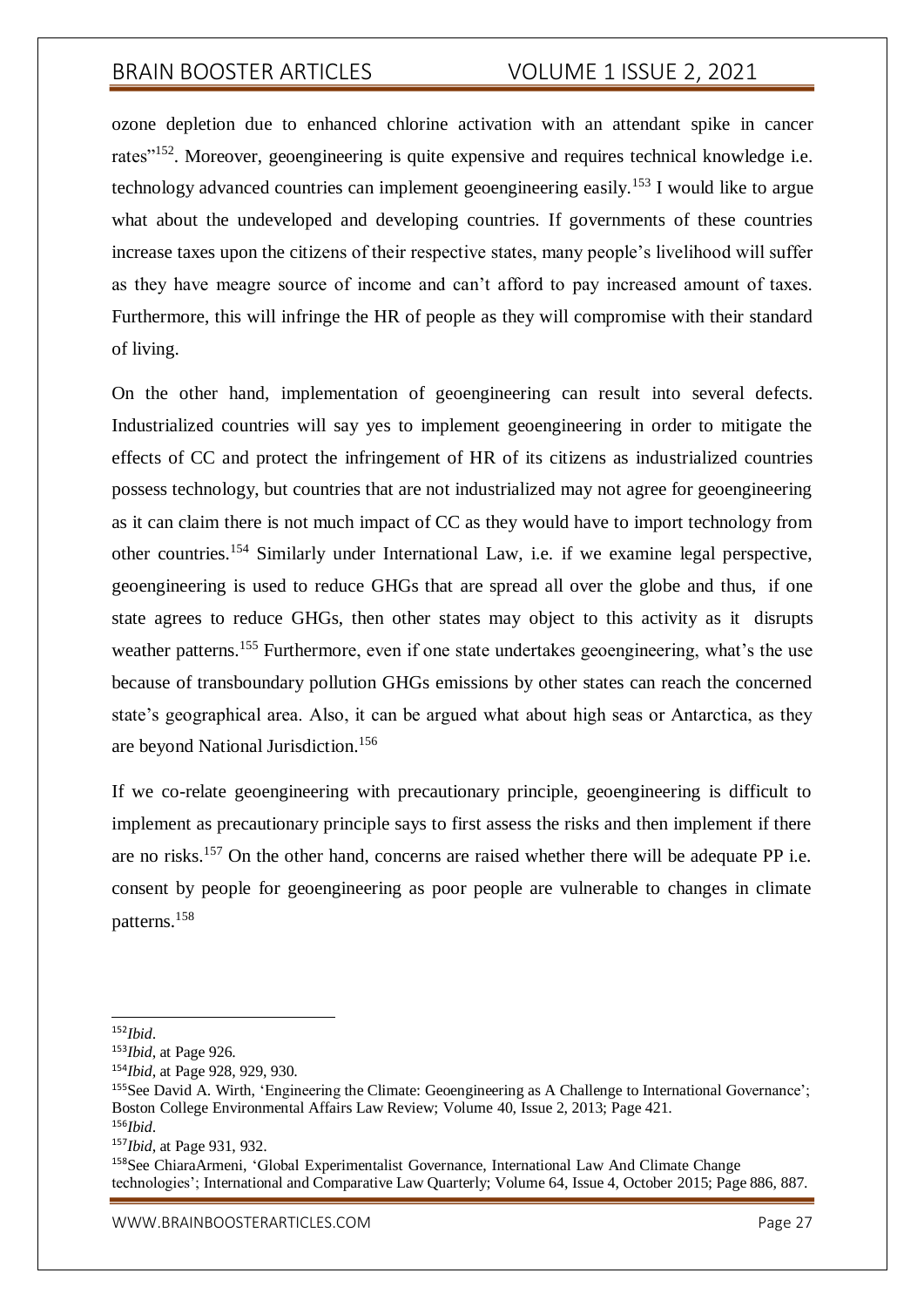ozone depletion due to enhanced chlorine activation with an attendant spike in cancer rates"[152]. Moreover, geoengineering is quite expensive and requires technical knowledge i.e. technology advanced countries can implement geoengineering easily.[153] I would like to argue what about the undeveloped and developing countries. If governments of these countries increase taxes upon the citizens of their respective states, many people's livelihood will suffer as they have meagre source of income and can't afford to pay increased amount of taxes. Furthermore, this will infringe the HR of people as they will compromise with their standard of living.

On the other hand, implementation of geoengineering can result into several defects. Industrialized countries will say yes to implement geoengineering in order to mitigate the effects of CC and protect the infringement of HR of its citizens as industrialized countries possess technology, but countries that are not industrialized may not agree for geoengineering as it can claim there is not much impact of CC as they would have to import technology from other countries.[154] Similarly under International Law, i.e. if we examine legal perspective, geoengineering is used to reduce GHGs that are spread all over the globe and thus, if one state agrees to reduce GHGs, then other states may object to this activity as it disrupts weather patterns.[155] Furthermore, even if one state undertakes geoengineering, what's the use because of transboundary pollution GHGs emissions by other states can reach the concerned state's geographical area. Also, it can be argued what about high seas or Antarctica, as they are beyond National Jurisdiction.[156]

If we co-relate geoengineering with precautionary principle, geoengineering is difficult to implement as precautionary principle says to first assess the risks and then implement if there are no risks.[157] On the other hand, concerns are raised whether there will be adequate PP i.e. consent by people for geoengineering as poor people are vulnerable to changes in climate patterns.[158]

---

[152] *Ibid*.

[153] *Ibid*, at Page 926.

[154] *Ibid*, at Page 928, 929, 930.

[155] See David A. Wirth, 'Engineering the Climate: Geoengineering as A Challenge to International Governance'; Boston College Environmental Affairs Law Review; Volume 40, Issue 2, 2013; Page 421.

[156] *Ibid*.

[157] *Ibid*, at Page 931, 932.

[158] See ChiaraArmeni, 'Global Experimentalist Governance, International Law And Climate Change technologies'; International and Comparative Law Quarterly; Volume 64, Issue 4, October 2015; Page 886, 887.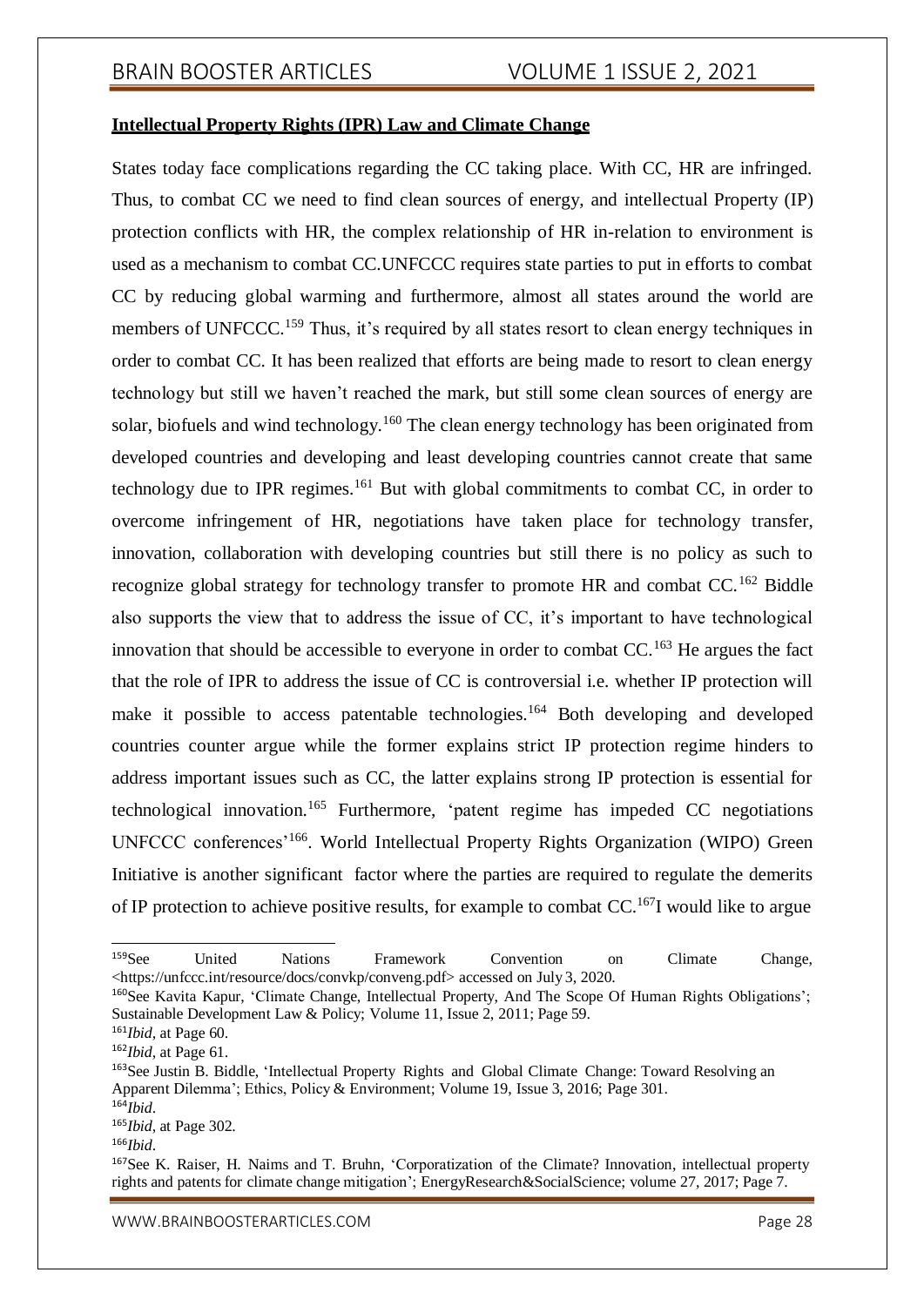**Intellectual Property Rights (IPR) Law and Climate Change**

States today face complications regarding the CC taking place. With CC, HR are infringed. Thus, to combat CC we need to find clean sources of energy, and intellectual Property (IP) protection conflicts with HR, the complex relationship of HR in-relation to environment is used as a mechanism to combat CC.UNFCCC requires state parties to put in efforts to combat CC by reducing global warming and furthermore, almost all states around the world are members of UNFCCC.[159] Thus, it's required by all states resort to clean energy techniques in order to combat CC. It has been realized that efforts are being made to resort to clean energy technology but still we haven't reached the mark, but still some clean sources of energy are solar, biofuels and wind technology.[160] The clean energy technology has been originated from developed countries and developing and least developing countries cannot create that same technology due to IPR regimes.[161] But with global commitments to combat CC, in order to overcome infringement of HR, negotiations have taken place for technology transfer, innovation, collaboration with developing countries but still there is no policy as such to recognize global strategy for technology transfer to promote HR and combat CC.[162] Biddle also supports the view that to address the issue of CC, it's important to have technological innovation that should be accessible to everyone in order to combat CC.[163] He argues the fact that the role of IPR to address the issue of CC is controversial i.e. whether IP protection will make it possible to access patentable technologies.[164] Both developing and developed countries counter argue while the former explains strict IP protection regime hinders to address important issues such as CC, the latter explains strong IP protection is essential for technological innovation.[165] Furthermore, 'patent regime has impeded CC negotiations UNFCCC conferences'[166]. World Intellectual Property Rights Organization (WIPO) Green Initiative is another significant factor where the parties are required to regulate the demerits of IP protection to achieve positive results, for example to combat CC.[167]I would like to argue

---

[159]See United Nations Framework Convention on Climate Change, <https://unfccc.int/resource/docs/convkp/conveng.pdf> accessed on July 3, 2020.

[160]See Kavita Kapur, 'Climate Change, Intellectual Property, And The Scope Of Human Rights Obligations'; Sustainable Development Law & Policy; Volume 11, Issue 2, 2011; Page 59.

[161]*Ibid*, at Page 60.

[162]*Ibid*, at Page 61.

[163]See Justin B. Biddle, 'Intellectual Property Rights and Global Climate Change: Toward Resolving an Apparent Dilemma'; Ethics, Policy & Environment; Volume 19, Issue 3, 2016; Page 301.

[164]*Ibid*.

[165]*Ibid*, at Page 302.

[166]*Ibid*.

[167]See K. Raiser, H. Naims and T. Bruhn, 'Corporatization of the Climate? Innovation, intellectual property rights and patents for climate change mitigation'; EnergyResearch&SocialScience; volume 27, 2017; Page 7.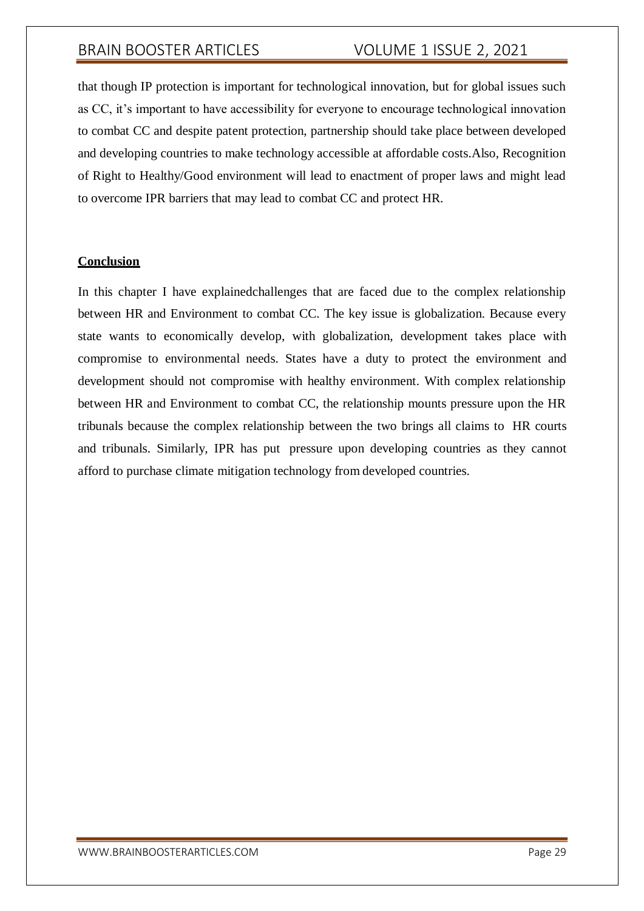that though IP protection is important for technological innovation, but for global issues such as CC, it's important to have accessibility for everyone to encourage technological innovation to combat CC and despite patent protection, partnership should take place between developed and developing countries to make technology accessible at affordable costs.Also, Recognition of Right to Healthy/Good environment will lead to enactment of proper laws and might lead to overcome IPR barriers that may lead to combat CC and protect HR.

## Conclusion

In this chapter I have explainedchallenges that are faced due to the complex relationship between HR and Environment to combat CC. The key issue is globalization. Because every state wants to economically develop, with globalization, development takes place with compromise to environmental needs. States have a duty to protect the environment and development should not compromise with healthy environment. With complex relationship between HR and Environment to combat CC, the relationship mounts pressure upon the HR tribunals because the complex relationship between the two brings all claims to HR courts and tribunals. Similarly, IPR has put pressure upon developing countries as they cannot afford to purchase climate mitigation technology from developed countries.